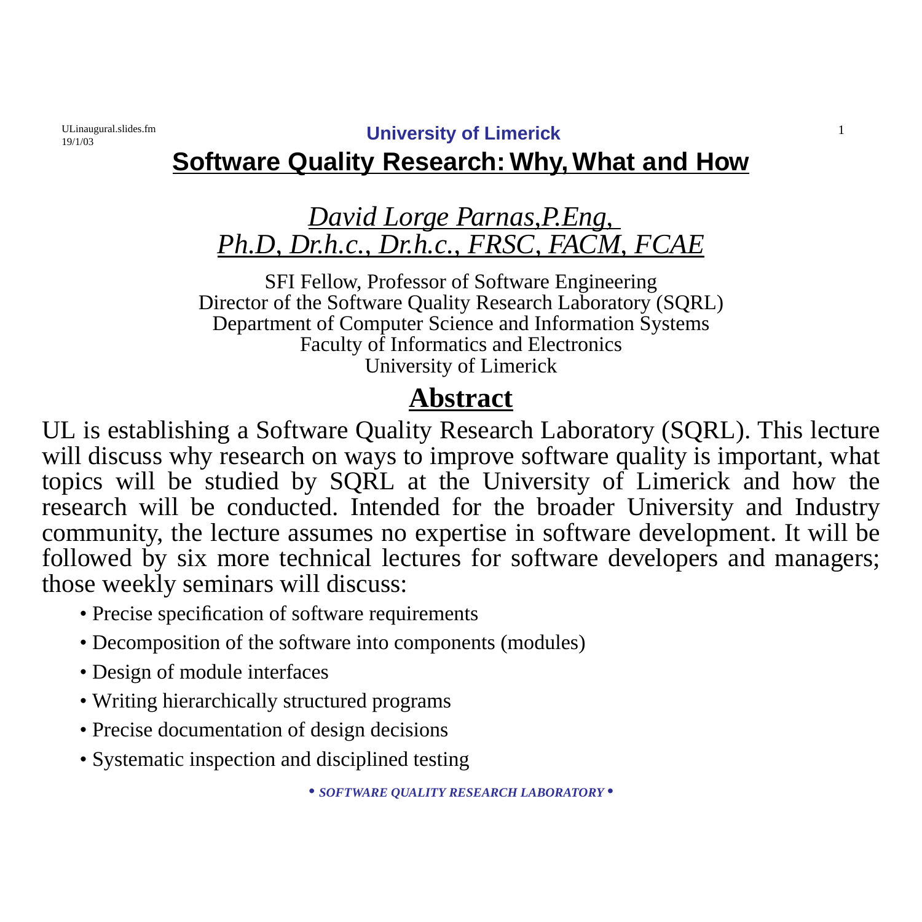# Software Quality Research: Why, What and How

## *David Lorge Parnas, P.Eng, Ph.D, Dr.h.c., Dr.h.c., FRSC, FACM, FCAE*

SFI Fellow, Professor of Software Engineering
Director of the Software Quality Research Laboratory (SQRL)
Department of Computer Science and Information Systems
Faculty of Informatics and Electronics
University of Limerick

## Abstract

UL is establishing a Software Quality Research Laboratory (SQRL). This lecture will discuss why research on ways to improve software quality is important, what topics will be studied by SQRL at the University of Limerick and how the research will be conducted. Intended for the broader University and Industry community, the lecture assumes no expertise in software development. It will be followed by six more technical lectures for software developers and managers; those weekly seminars will discuss:

- Precise specification of software requirements
- Decomposition of the software into components (modules)
- Design of module interfaces
- Writing hierarchically structured programs
- Precise documentation of design decisions
- Systematic inspection and disciplined testing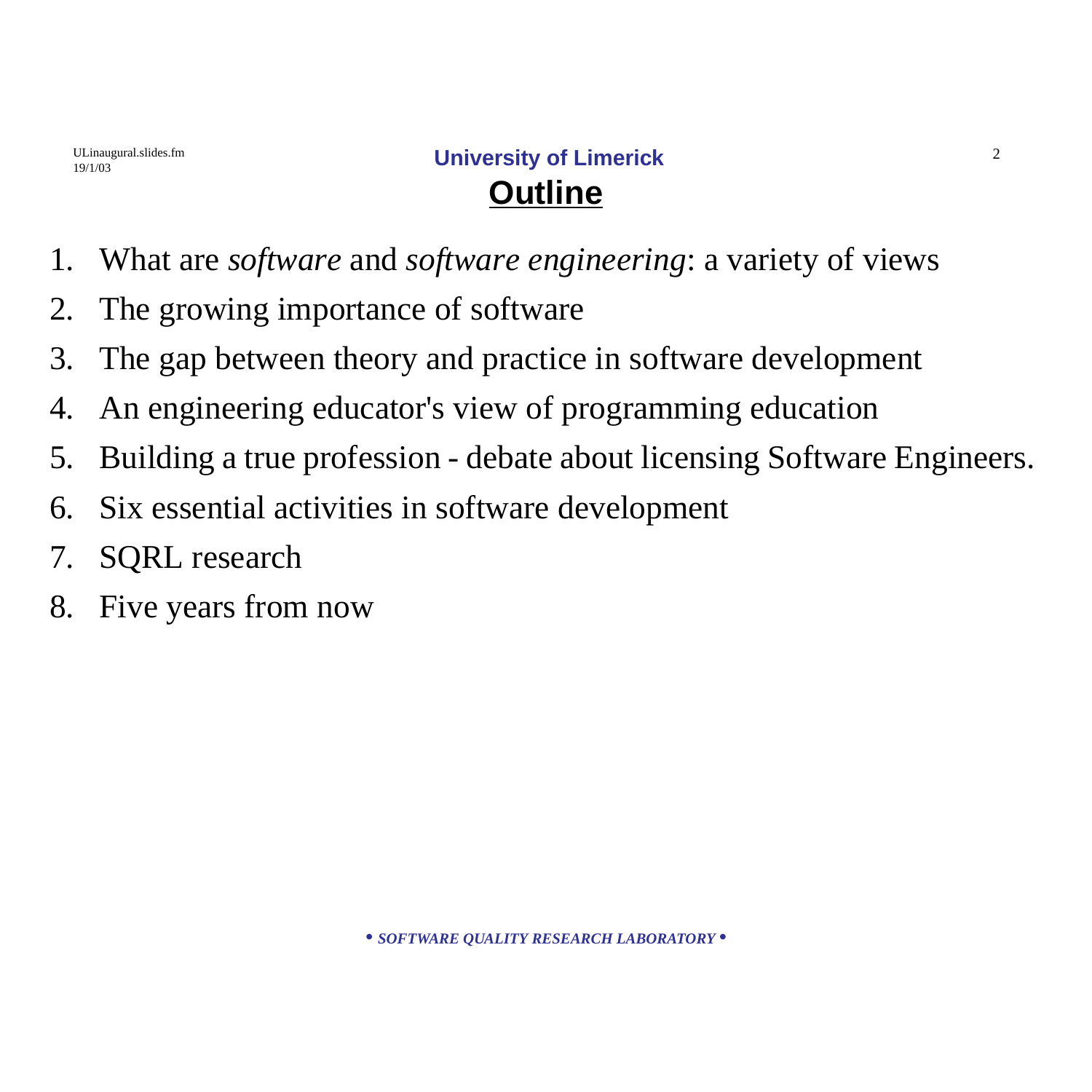# Outline

1. What are *software* and *software engineering*: a variety of views
2. The growing importance of software
3. The gap between theory and practice in software development
4. An engineering educator's view of programming education
5. Building a true profession - debate about licensing Software Engineers.
6. Six essential activities in software development
7. SQRL research
8. Five years from now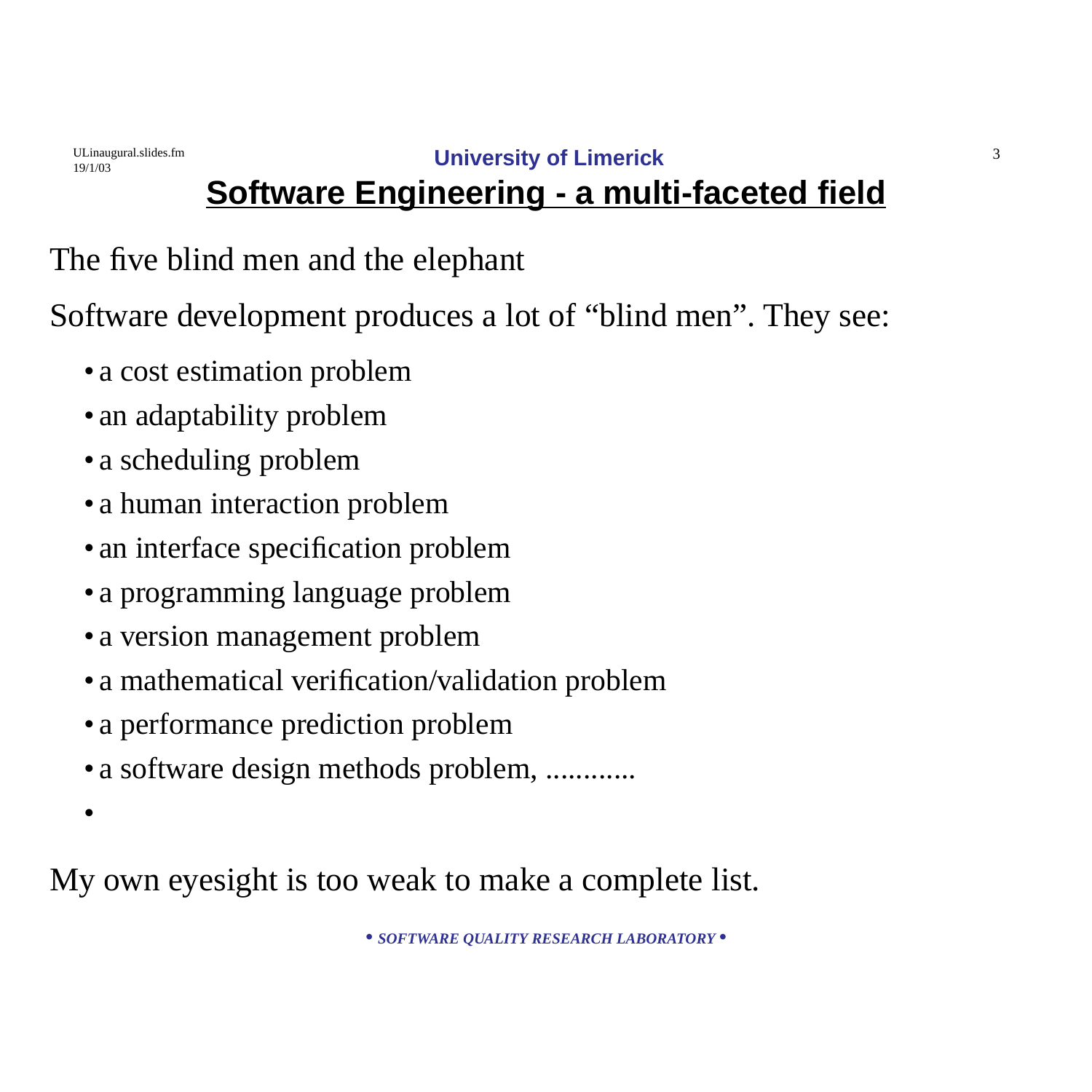# Software Engineering - a multi-faceted field

The five blind men and the elephant

Software development produces a lot of “blind men”. They see:

- a cost estimation problem
- an adaptability problem
- a scheduling problem
- a human interaction problem
- an interface specification problem
- a programming language problem
- a version management problem
- a mathematical verification/validation problem
- a performance prediction problem
- a software design methods problem, ............
- 

My own eyesight is too weak to make a complete list.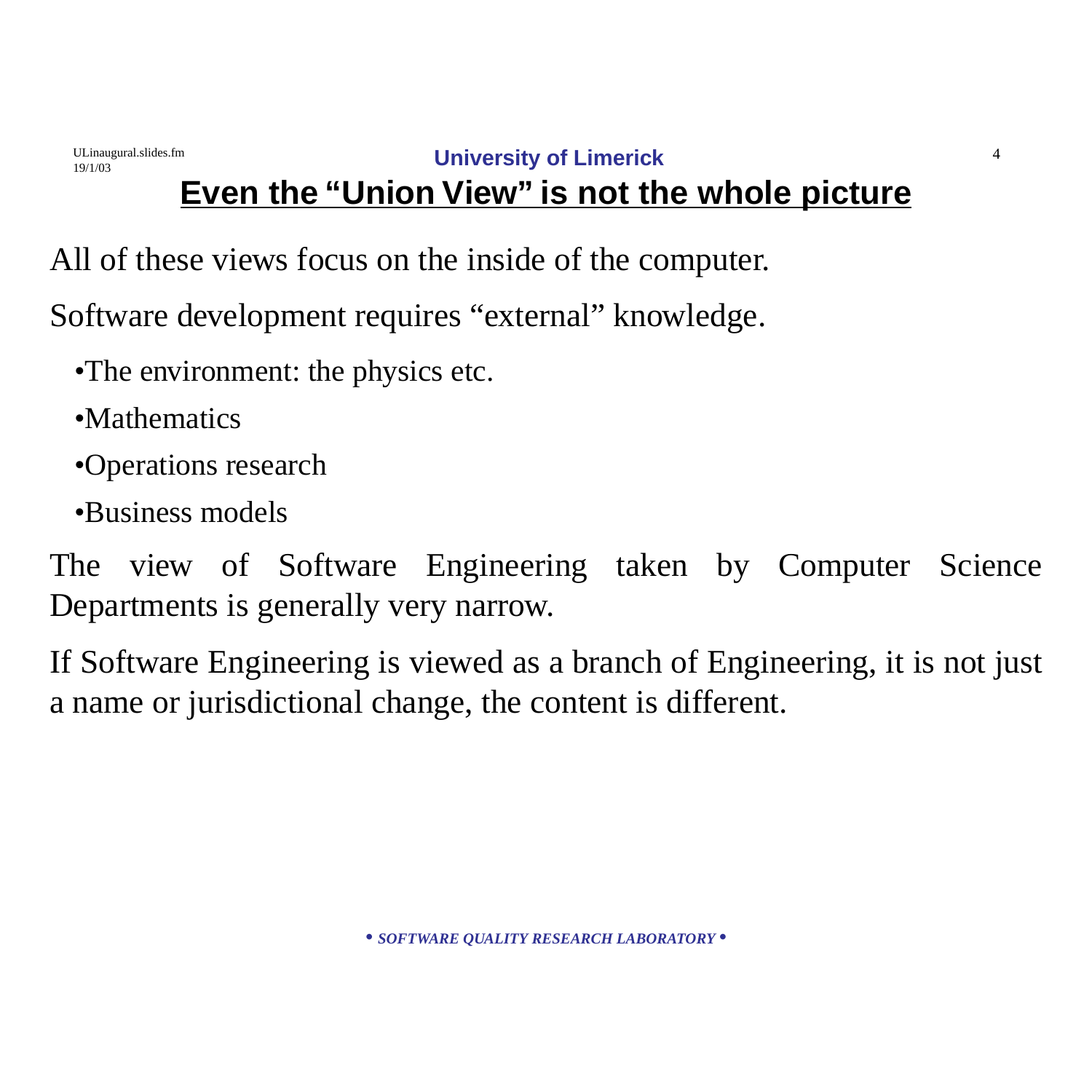## Even the "Union View" is not the whole picture

All of these views focus on the inside of the computer.

Software development requires "external" knowledge.

- The environment: the physics etc.
- Mathematics
- Operations research
- Business models

The view of Software Engineering taken by Computer Science Departments is generally very narrow.

If Software Engineering is viewed as a branch of Engineering, it is not just a name or jurisdictional change, the content is different.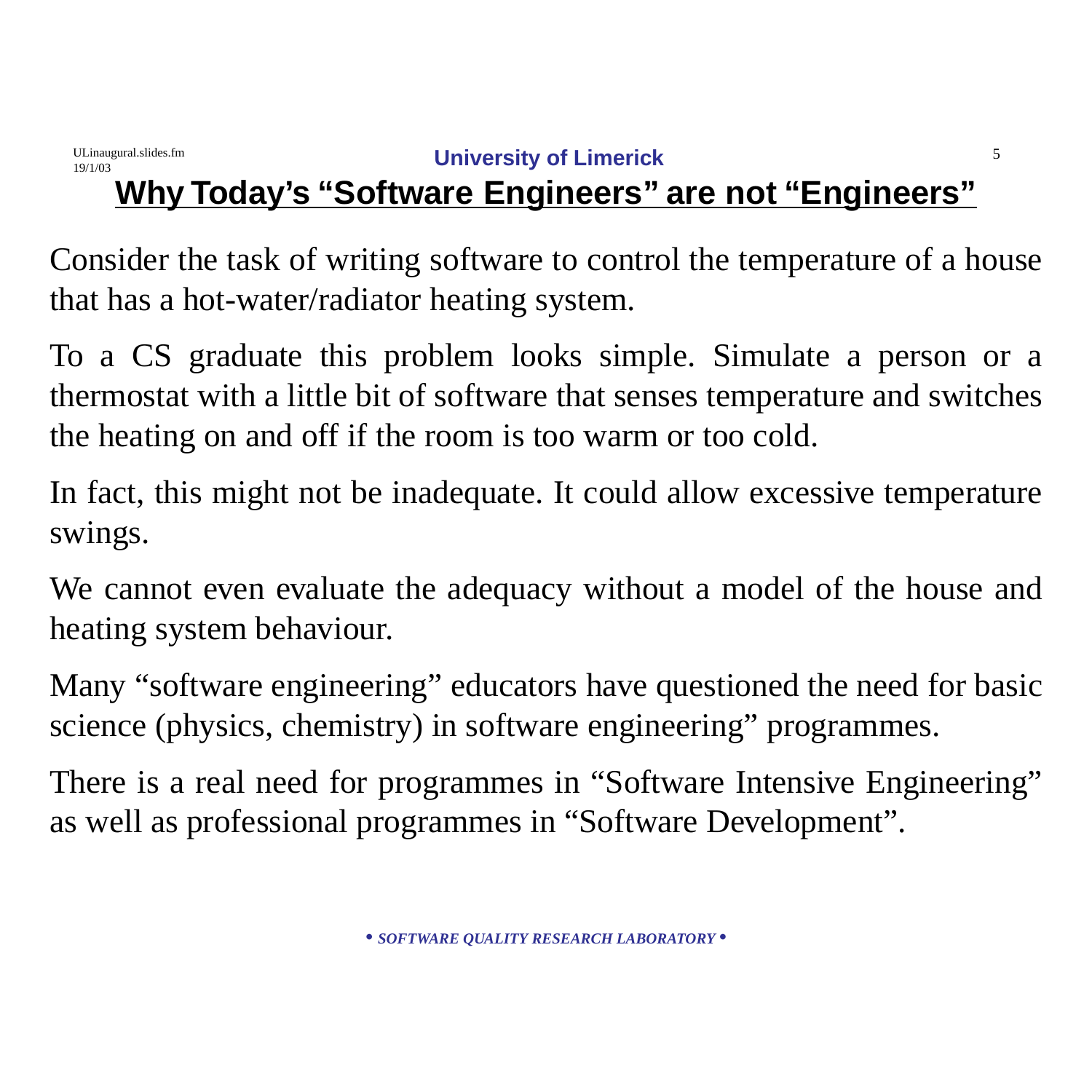# Why Today's "Software Engineers" are not "Engineers"

Consider the task of writing software to control the temperature of a house that has a hot-water/radiator heating system.

To a CS graduate this problem looks simple. Simulate a person or a thermostat with a little bit of software that senses temperature and switches the heating on and off if the room is too warm or too cold.

In fact, this might not be inadequate. It could allow excessive temperature swings.

We cannot even evaluate the adequacy without a model of the house and heating system behaviour.

Many "software engineering" educators have questioned the need for basic science (physics, chemistry) in software engineering" programmes.

There is a real need for programmes in "Software Intensive Engineering" as well as professional programmes in "Software Development".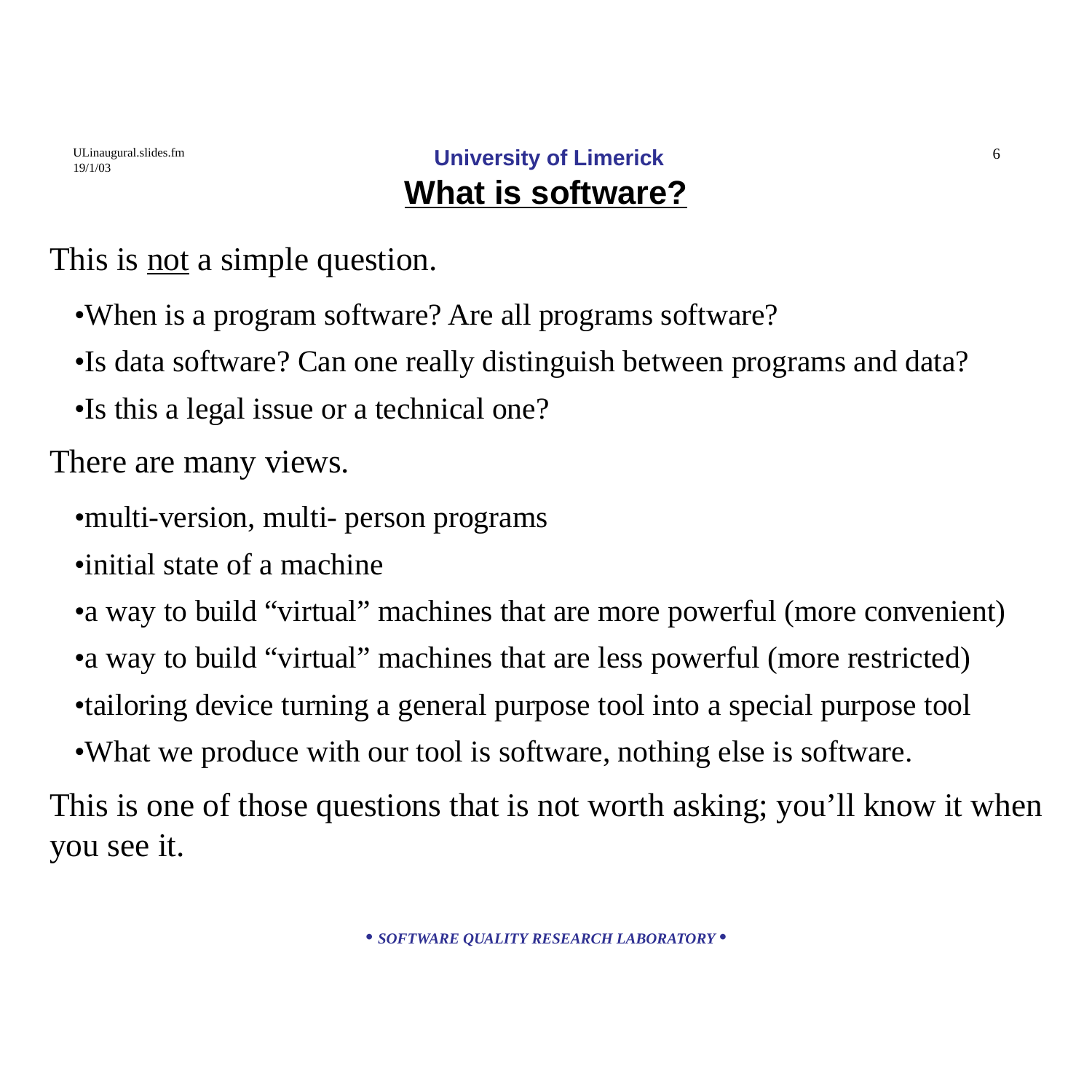# What is software?

This is <u>not</u> a simple question.

- When is a program software? Are all programs software?
- Is data software? Can one really distinguish between programs and data?
- Is this a legal issue or a technical one?

There are many views.

- multi-version, multi- person programs
- initial state of a machine
- a way to build "virtual" machines that are more powerful (more convenient)
- a way to build "virtual" machines that are less powerful (more restricted)
- tailoring device turning a general purpose tool into a special purpose tool
- What we produce with our tool is software, nothing else is software.

This is one of those questions that is not worth asking; you'll know it when you see it.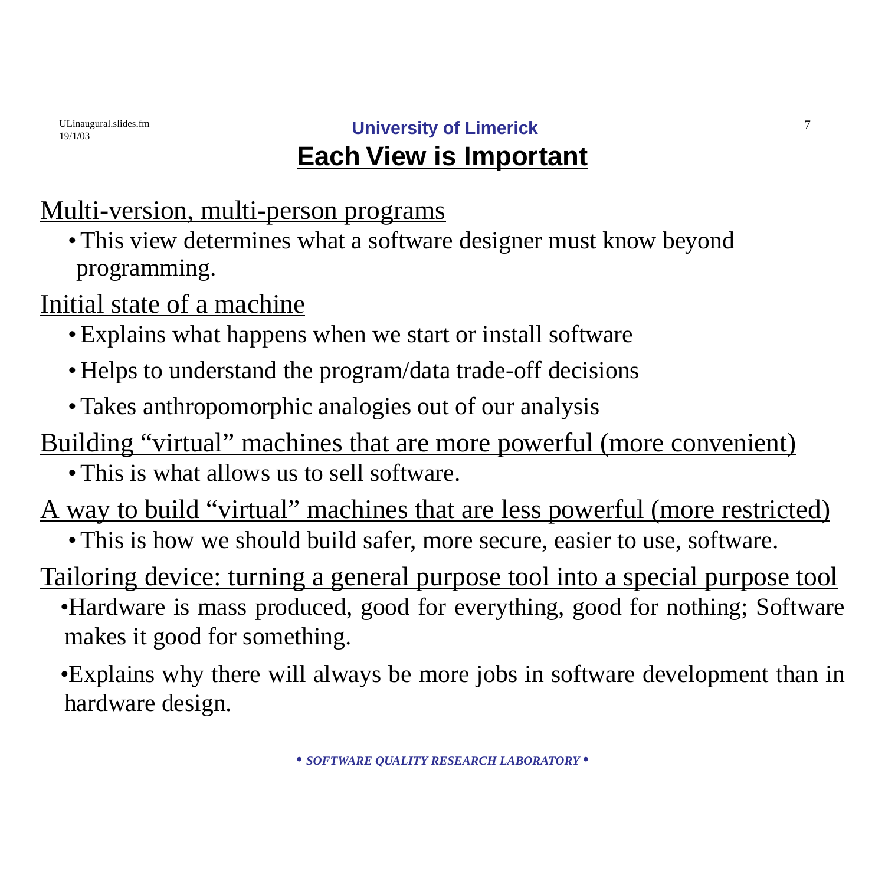# Each View is Important

Multi-version, multi-person programs

- This view determines what a software designer must know beyond programming.

Initial state of a machine

- Explains what happens when we start or install software
- Helps to understand the program/data trade-off decisions
- Takes anthropomorphic analogies out of our analysis

Building “virtual” machines that are more powerful (more convenient)

- This is what allows us to sell software.

A way to build “virtual” machines that are less powerful (more restricted)

- This is how we should build safer, more secure, easier to use, software.

Tailoring device: turning a general purpose tool into a special purpose tool

- Hardware is mass produced, good for everything, good for nothing; Software makes it good for something.
- Explains why there will always be more jobs in software development than in hardware design.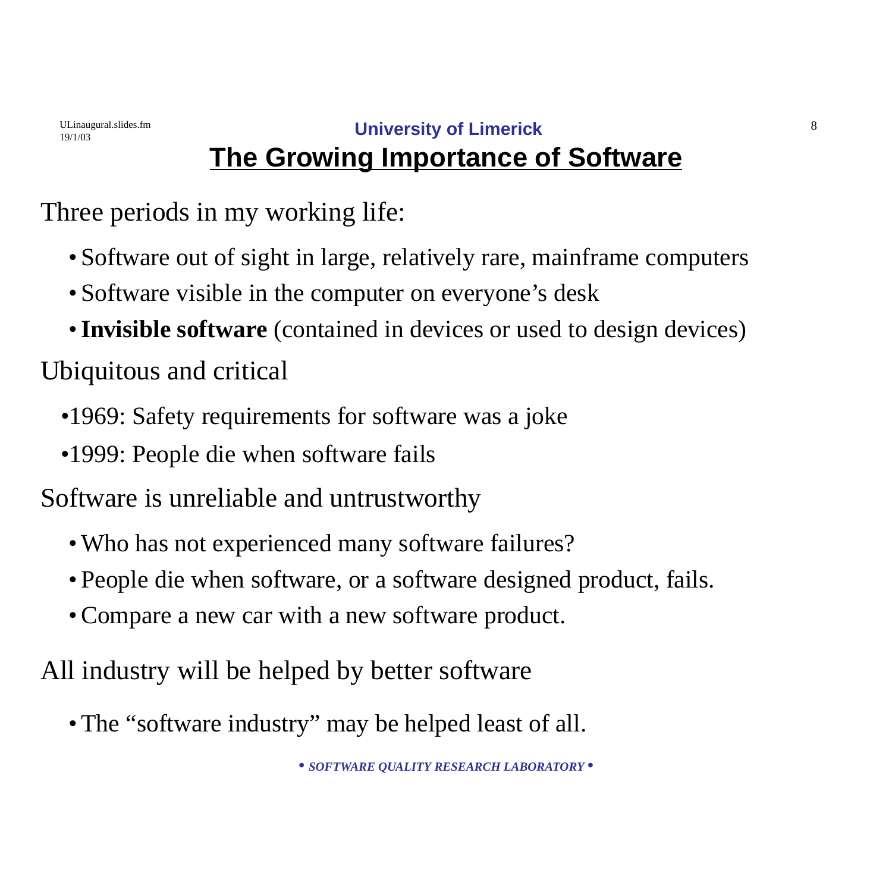# The Growing Importance of Software

Three periods in my working life:

- Software out of sight in large, relatively rare, mainframe computers
- Software visible in the computer on everyone's desk
- **Invisible software** (contained in devices or used to design devices)

Ubiquitous and critical

- 1969: Safety requirements for software was a joke
- 1999: People die when software fails

Software is unreliable and untrustworthy

- Who has not experienced many software failures?
- People die when software, or a software designed product, fails.
- Compare a new car with a new software product.

All industry will be helped by better software

- The "software industry" may be helped least of all.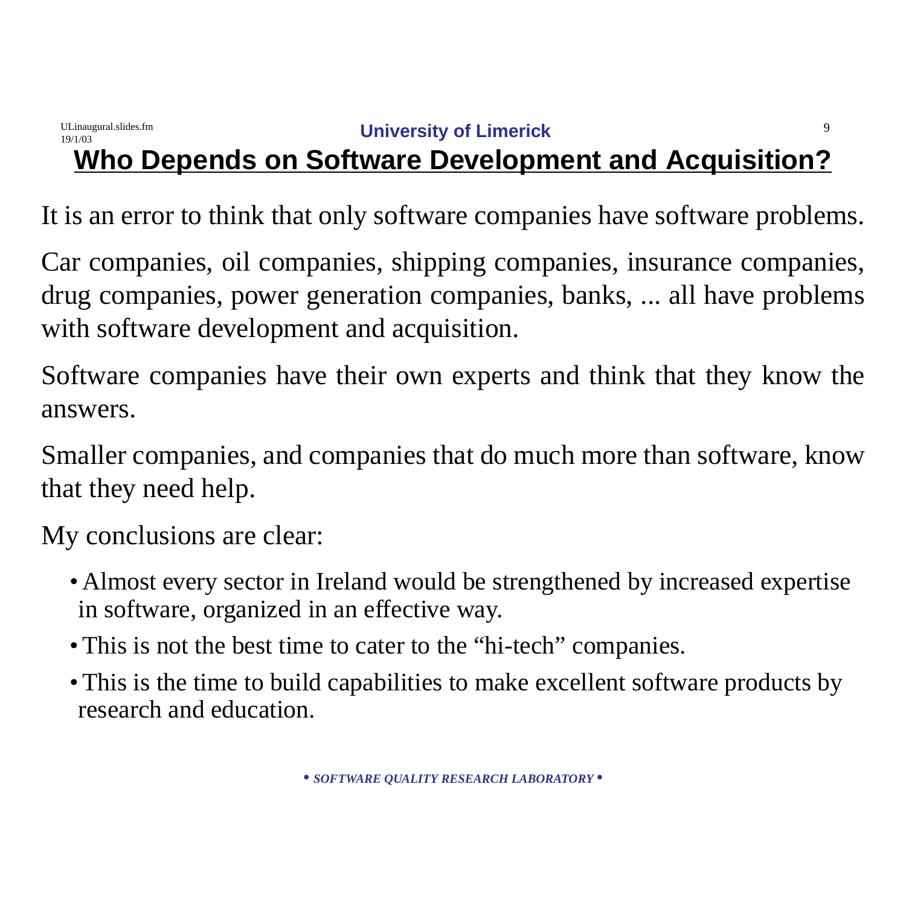# Who Depends on Software Development and Acquisition?

It is an error to think that only software companies have software problems.

Car companies, oil companies, shipping companies, insurance companies, drug companies, power generation companies, banks, ... all have problems with software development and acquisition.

Software companies have their own experts and think that they know the answers.

Smaller companies, and companies that do much more than software, know that they need help.

My conclusions are clear:

- Almost every sector in Ireland would be strengthened by increased expertise in software, organized in an effective way.
- This is not the best time to cater to the "hi-tech" companies.
- This is the time to build capabilities to make excellent software products by research and education.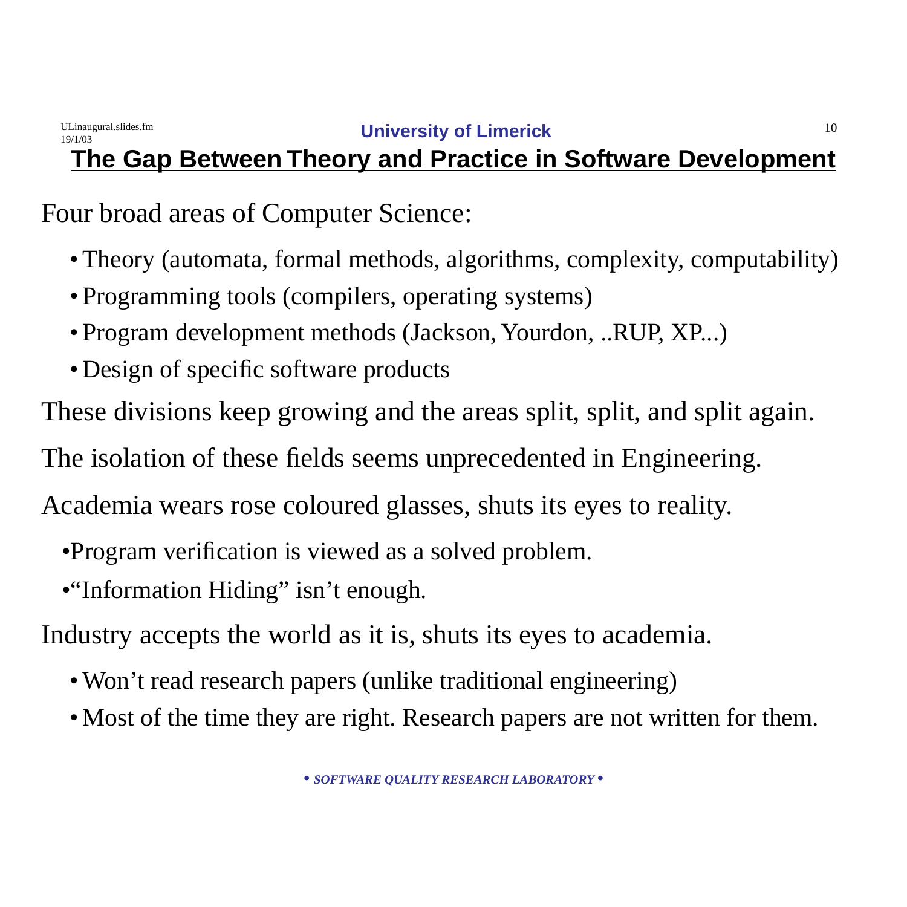# The Gap Between Theory and Practice in Software Development

Four broad areas of Computer Science:

- Theory (automata, formal methods, algorithms, complexity, computability)
- Programming tools (compilers, operating systems)
- Program development methods (Jackson, Yourdon, ..RUP, XP...)
- Design of specific software products

These divisions keep growing and the areas split, split, and split again.

The isolation of these fields seems unprecedented in Engineering.

Academia wears rose coloured glasses, shuts its eyes to reality.

- Program verification is viewed as a solved problem.
- "Information Hiding" isn't enough.

Industry accepts the world as it is, shuts its eyes to academia.

- Won't read research papers (unlike traditional engineering)
- Most of the time they are right. Research papers are not written for them.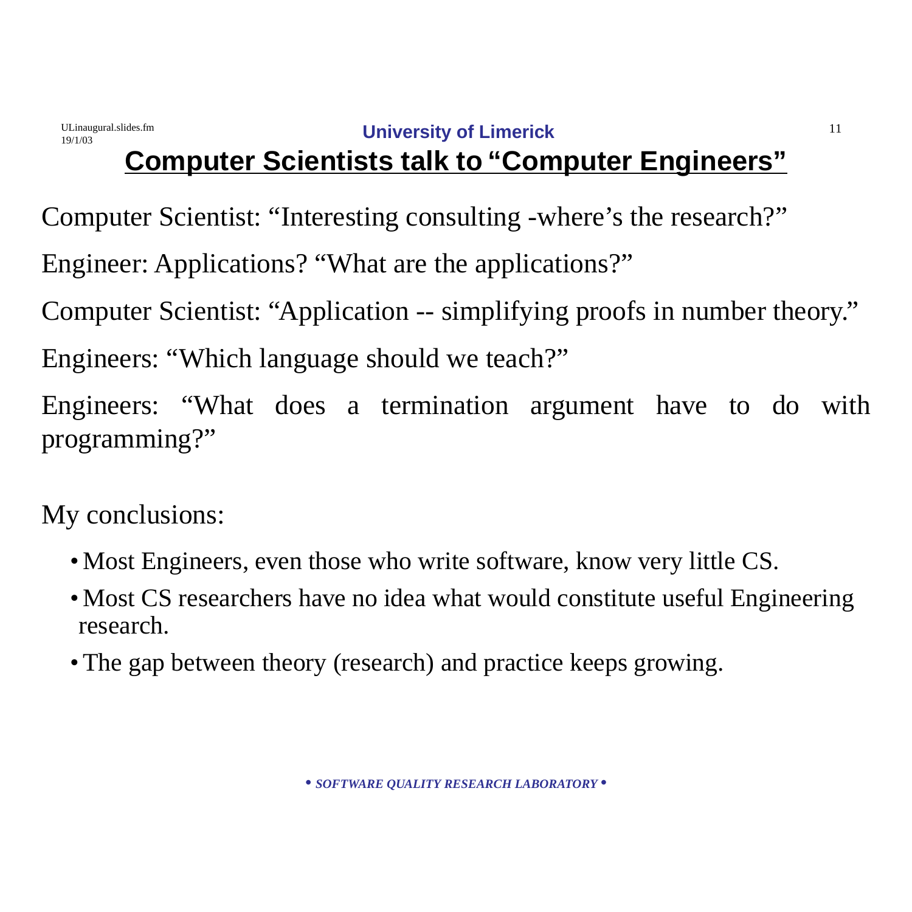## Computer Scientists talk to "Computer Engineers"

Computer Scientist: "Interesting consulting -where's the research?"

Engineer: Applications? "What are the applications?"

Computer Scientist: "Application -- simplifying proofs in number theory."

Engineers: "Which language should we teach?"

Engineers: "What does a termination argument have to do with programming?"

My conclusions:

- Most Engineers, even those who write software, know very little CS.
- Most CS researchers have no idea what would constitute useful Engineering research.
- The gap between theory (research) and practice keeps growing.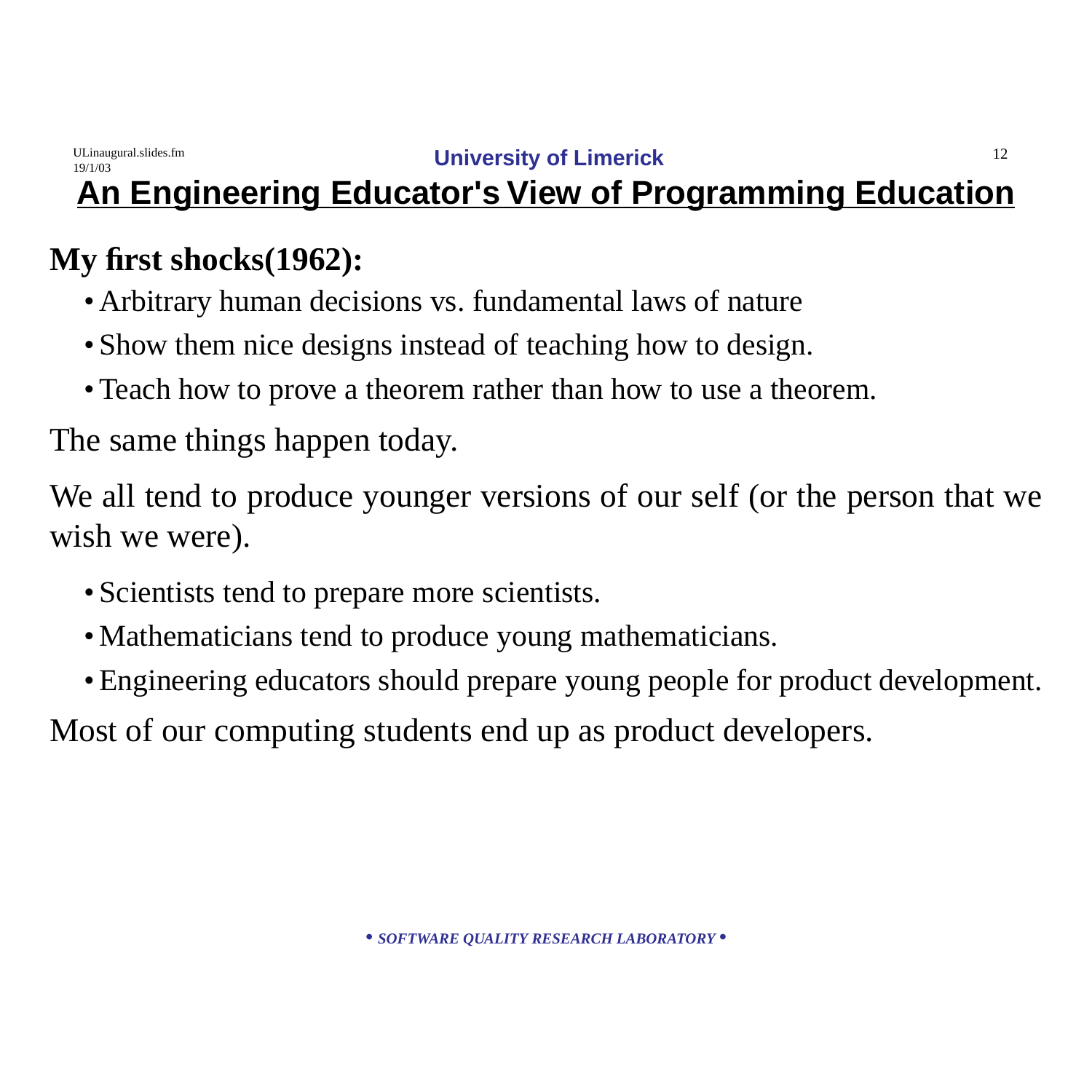# An Engineering Educator's View of Programming Education

**My first shocks(1962):**

- Arbitrary human decisions vs. fundamental laws of nature
- Show them nice designs instead of teaching how to design.
- Teach how to prove a theorem rather than how to use a theorem.

The same things happen today.

We all tend to produce younger versions of our self (or the person that we wish we were).

- Scientists tend to prepare more scientists.
- Mathematicians tend to produce young mathematicians.
- Engineering educators should prepare young people for product development.

Most of our computing students end up as product developers.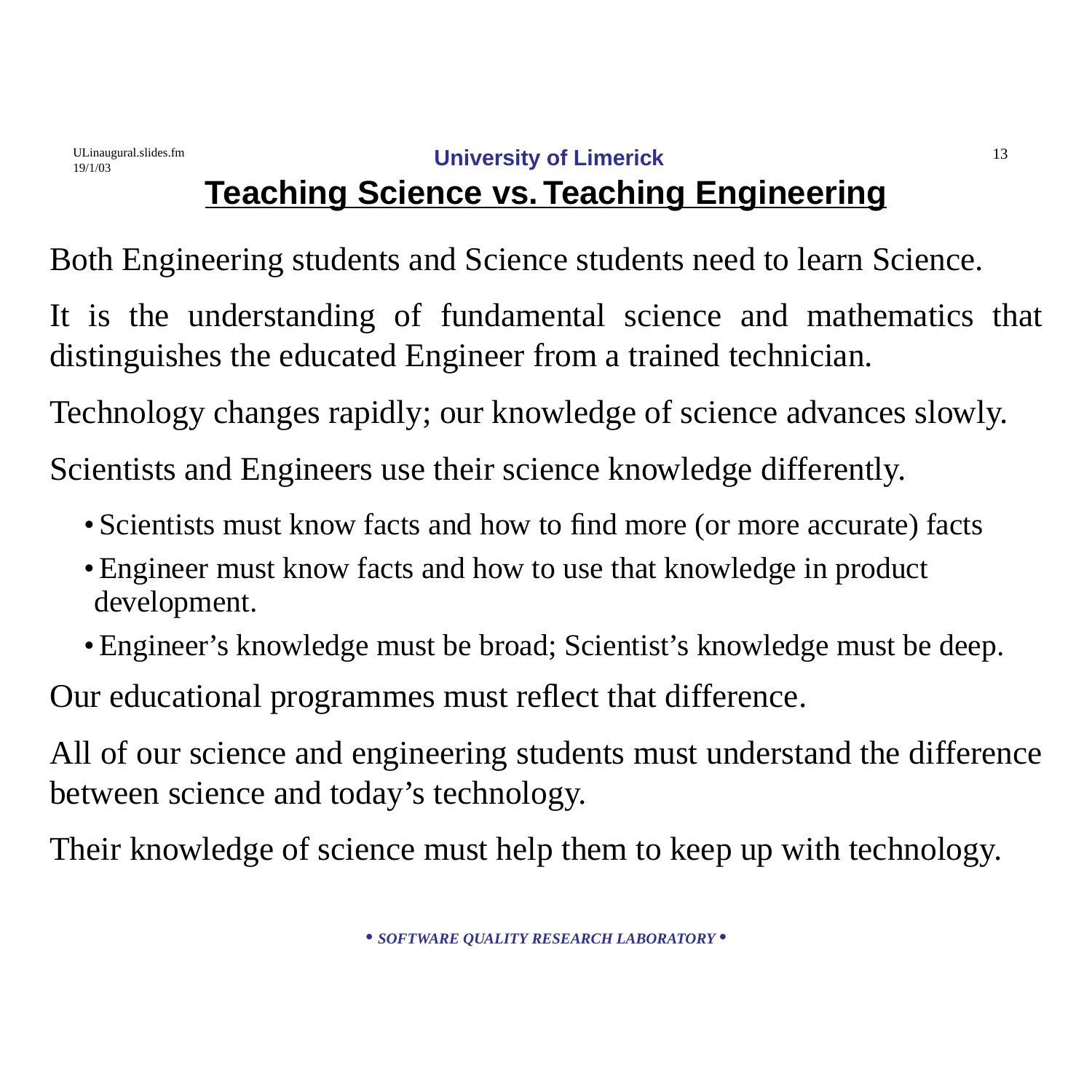# Teaching Science vs. Teaching Engineering

Both Engineering students and Science students need to learn Science.

It is the understanding of fundamental science and mathematics that distinguishes the educated Engineer from a trained technician.

Technology changes rapidly; our knowledge of science advances slowly.

Scientists and Engineers use their science knowledge differently.

- Scientists must know facts and how to find more (or more accurate) facts
- Engineer must know facts and how to use that knowledge in product development.
- Engineer's knowledge must be broad; Scientist's knowledge must be deep.

Our educational programmes must reflect that difference.

All of our science and engineering students must understand the difference between science and today's technology.

Their knowledge of science must help them to keep up with technology.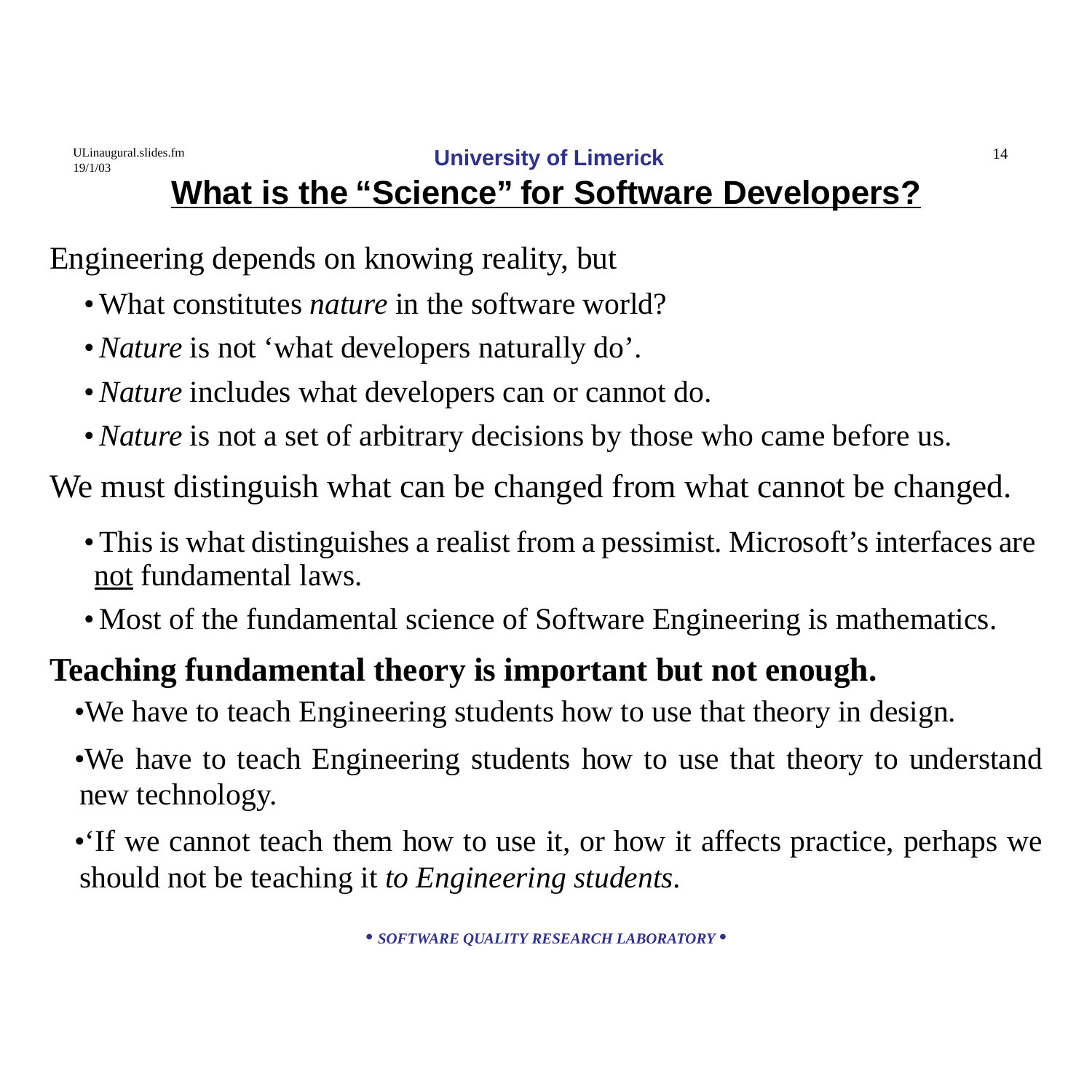# What is the "Science" for Software Developers?

Engineering depends on knowing reality, but

- What constitutes *nature* in the software world?
- *Nature* is not 'what developers naturally do'.
- *Nature* includes what developers can or cannot do.
- *Nature* is not a set of arbitrary decisions by those who came before us.

We must distinguish what can be changed from what cannot be changed.

- This is what distinguishes a realist from a pessimist. Microsoft's interfaces are <u>not</u> fundamental laws.
- Most of the fundamental science of Software Engineering is mathematics.

**Teaching fundamental theory is important but not enough.**

- We have to teach Engineering students how to use that theory in design.
- We have to teach Engineering students how to use that theory to understand new technology.
- 'If we cannot teach them how to use it, or how it affects practice, perhaps we should not be teaching it *to Engineering students*.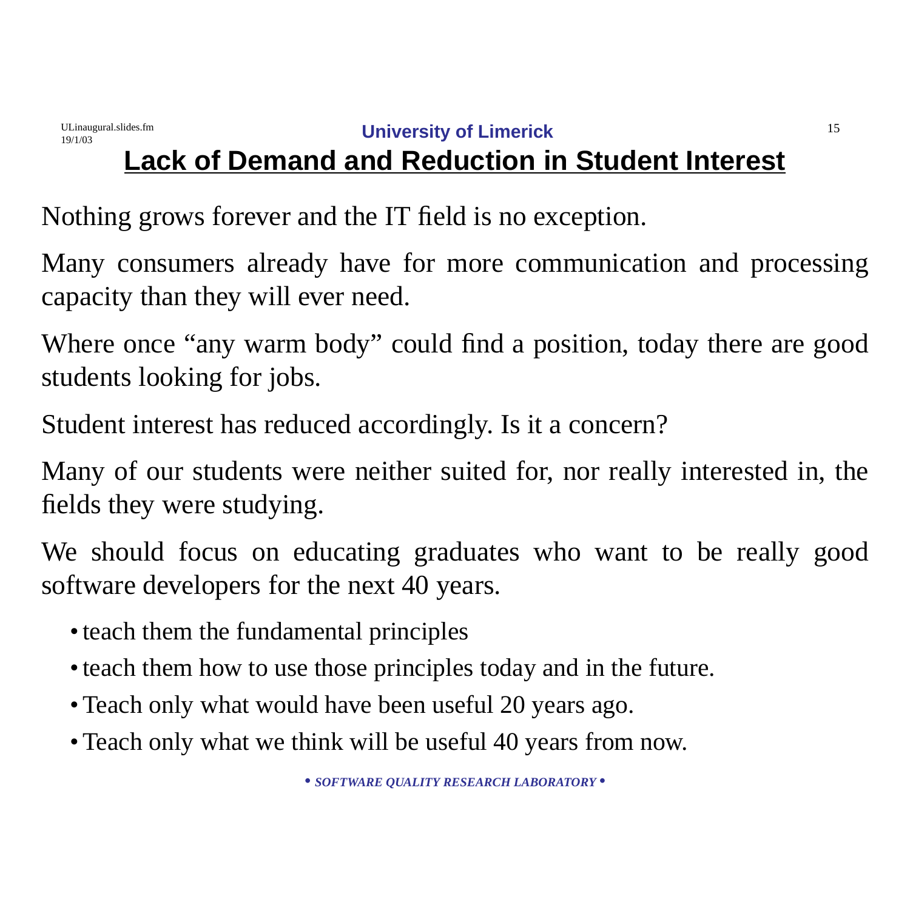## Lack of Demand and Reduction in Student Interest

Nothing grows forever and the IT field is no exception.

Many consumers already have for more communication and processing capacity than they will ever need.

Where once “any warm body” could find a position, today there are good students looking for jobs.

Student interest has reduced accordingly. Is it a concern?

Many of our students were neither suited for, nor really interested in, the fields they were studying.

We should focus on educating graduates who want to be really good software developers for the next 40 years.

- teach them the fundamental principles
- teach them how to use those principles today and in the future.
- Teach only what would have been useful 20 years ago.
- Teach only what we think will be useful 40 years from now.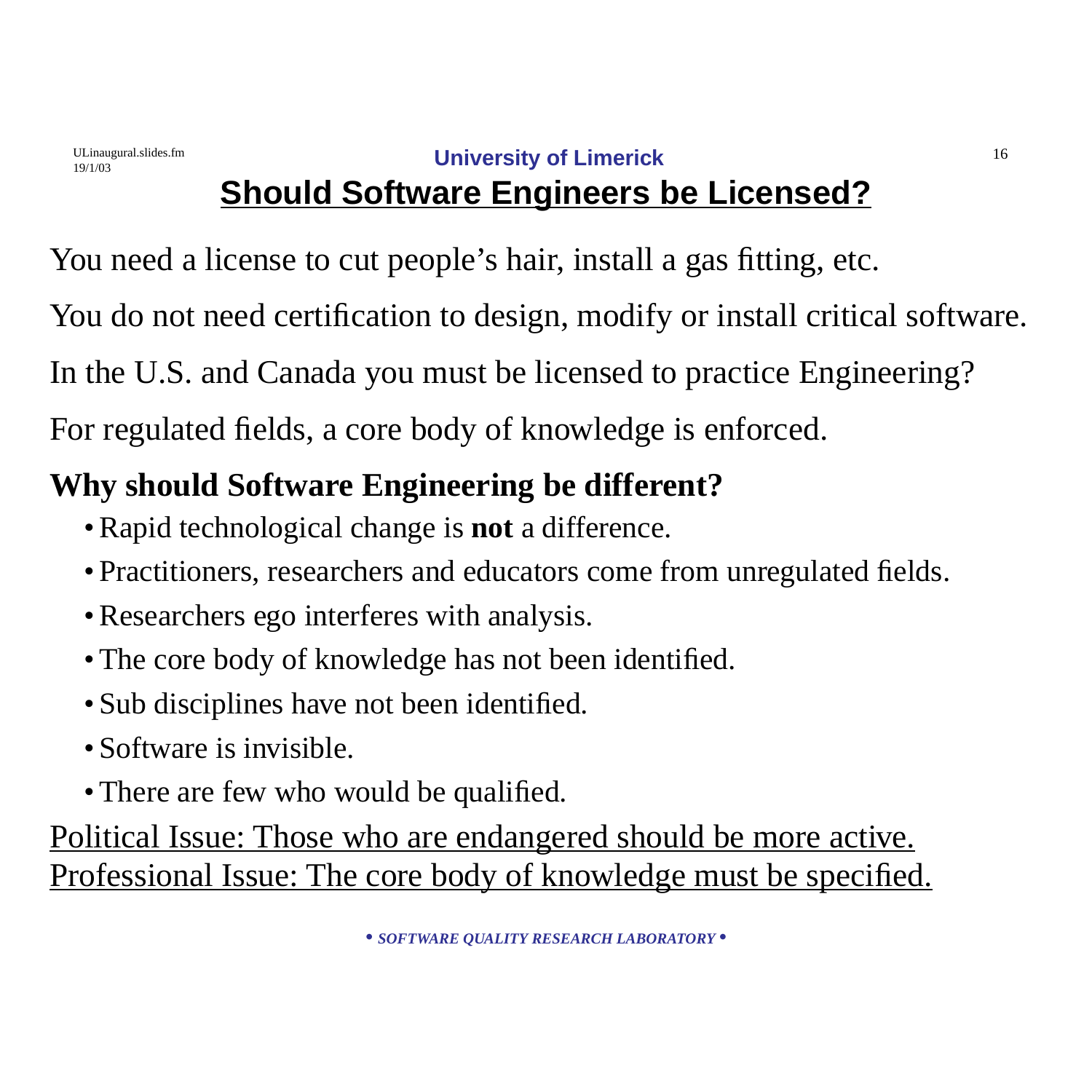# Should Software Engineers be Licensed?

You need a license to cut people's hair, install a gas fitting, etc.

You do not need certification to design, modify or install critical software.

In the U.S. and Canada you must be licensed to practice Engineering?

For regulated fields, a core body of knowledge is enforced.

**Why should Software Engineering be different?**

- Rapid technological change is **not** a difference.
- Practitioners, researchers and educators come from unregulated fields.
- Researchers ego interferes with analysis.
- The core body of knowledge has not been identified.
- Sub disciplines have not been identified.
- Software is invisible.
- There are few who would be qualified.

<u>Political Issue: Those who are endangered should be more active.</u>
<u>Professional Issue: The core body of knowledge must be specified.</u>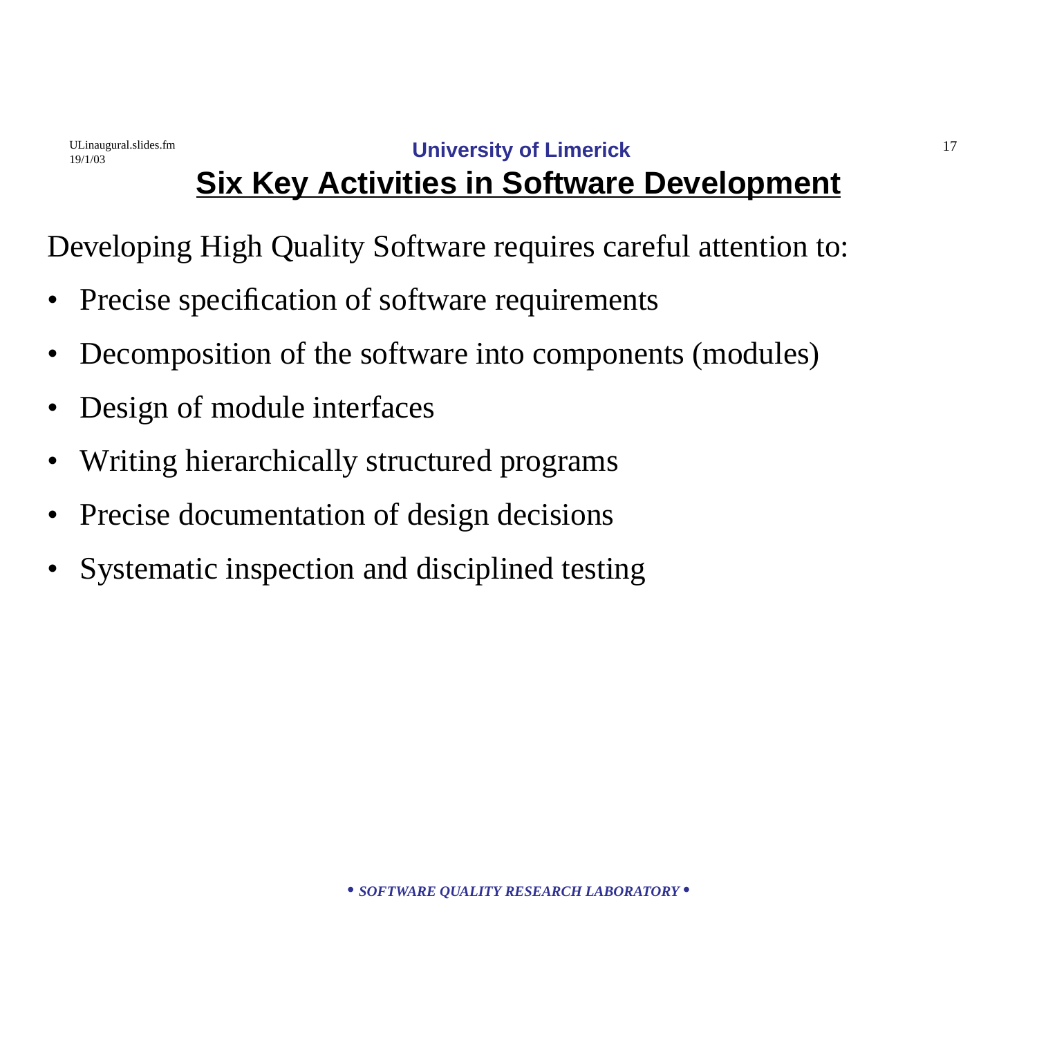## Six Key Activities in Software Development

Developing High Quality Software requires careful attention to:

- Precise specification of software requirements
- Decomposition of the software into components (modules)
- Design of module interfaces
- Writing hierarchically structured programs
- Precise documentation of design decisions
- Systematic inspection and disciplined testing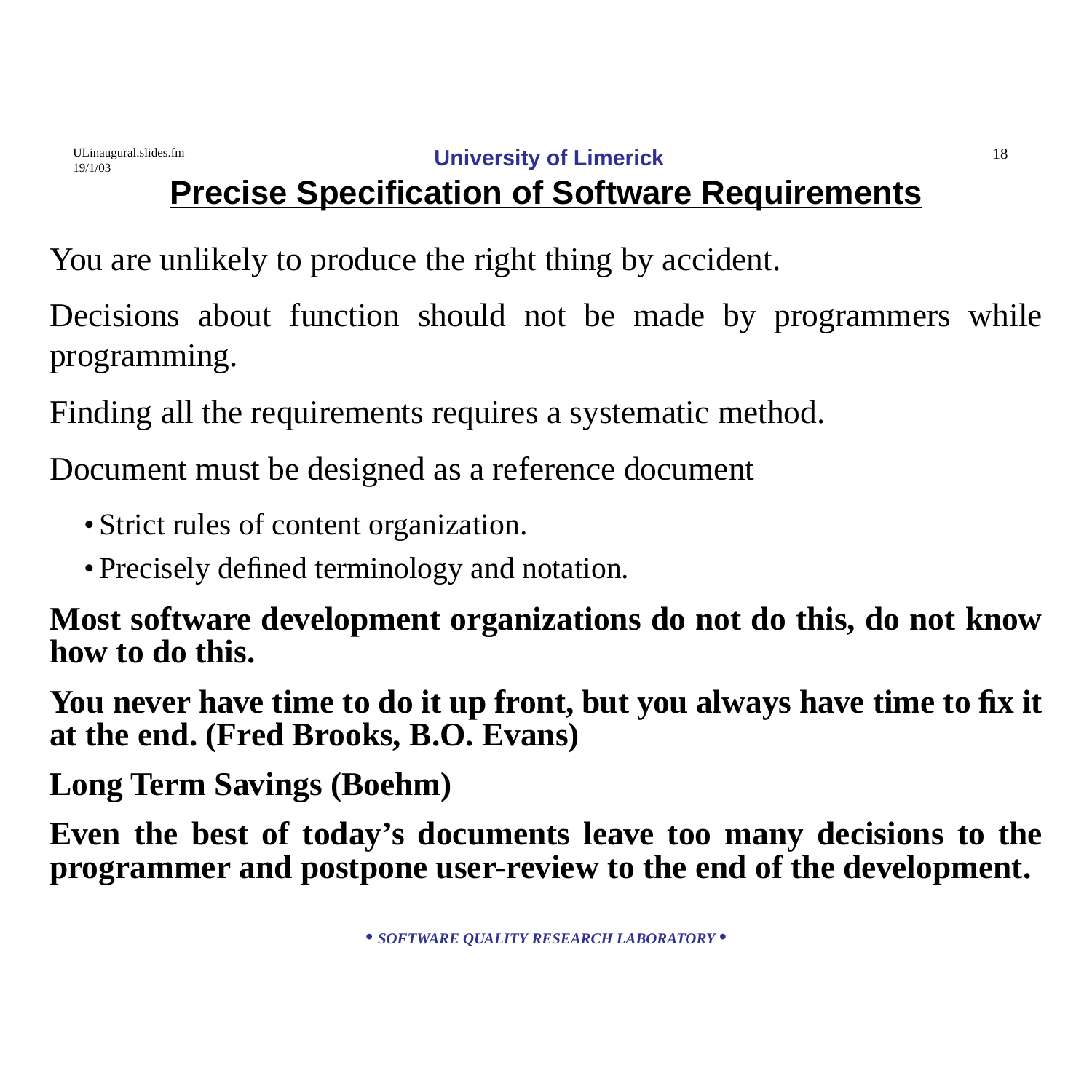# Precise Specification of Software Requirements

You are unlikely to produce the right thing by accident.

Decisions about function should not be made by programmers while programming.

Finding all the requirements requires a systematic method.

Document must be designed as a reference document

- Strict rules of content organization.
- Precisely defined terminology and notation.

**Most software development organizations do not do this, do not know how to do this.**

**You never have time to do it up front, but you always have time to fix it at the end. (Fred Brooks, B.O. Evans)**

**Long Term Savings (Boehm)**

**Even the best of today's documents leave too many decisions to the programmer and postpone user-review to the end of the development.**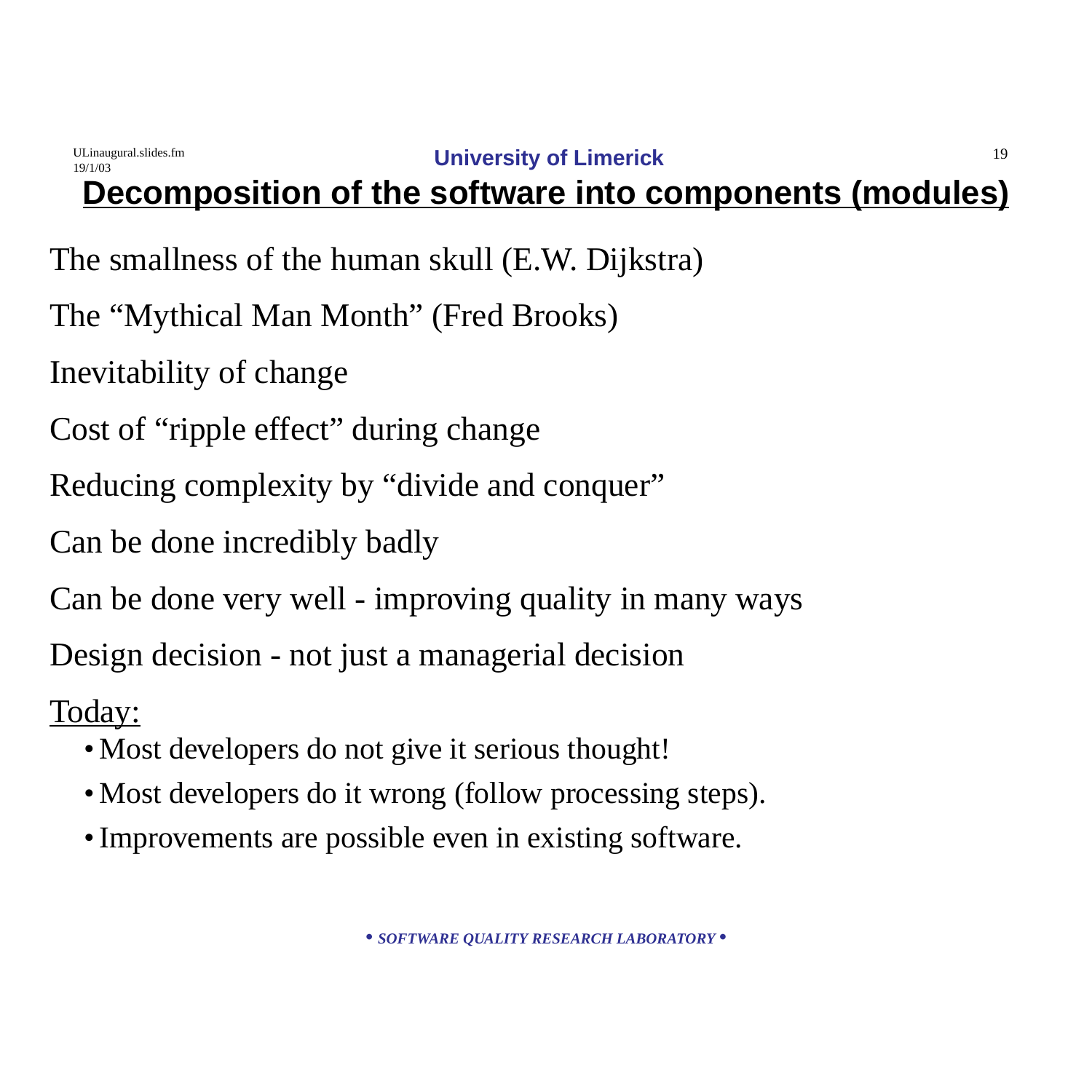# Decomposition of the software into components (modules)

The smallness of the human skull (E.W. Dijkstra)

The “Mythical Man Month” (Fred Brooks)

Inevitability of change

Cost of “ripple effect” during change

Reducing complexity by “divide and conquer”

Can be done incredibly badly

Can be done very well - improving quality in many ways

Design decision - not just a managerial decision

Today:

- Most developers do not give it serious thought!
- Most developers do it wrong (follow processing steps).
- Improvements are possible even in existing software.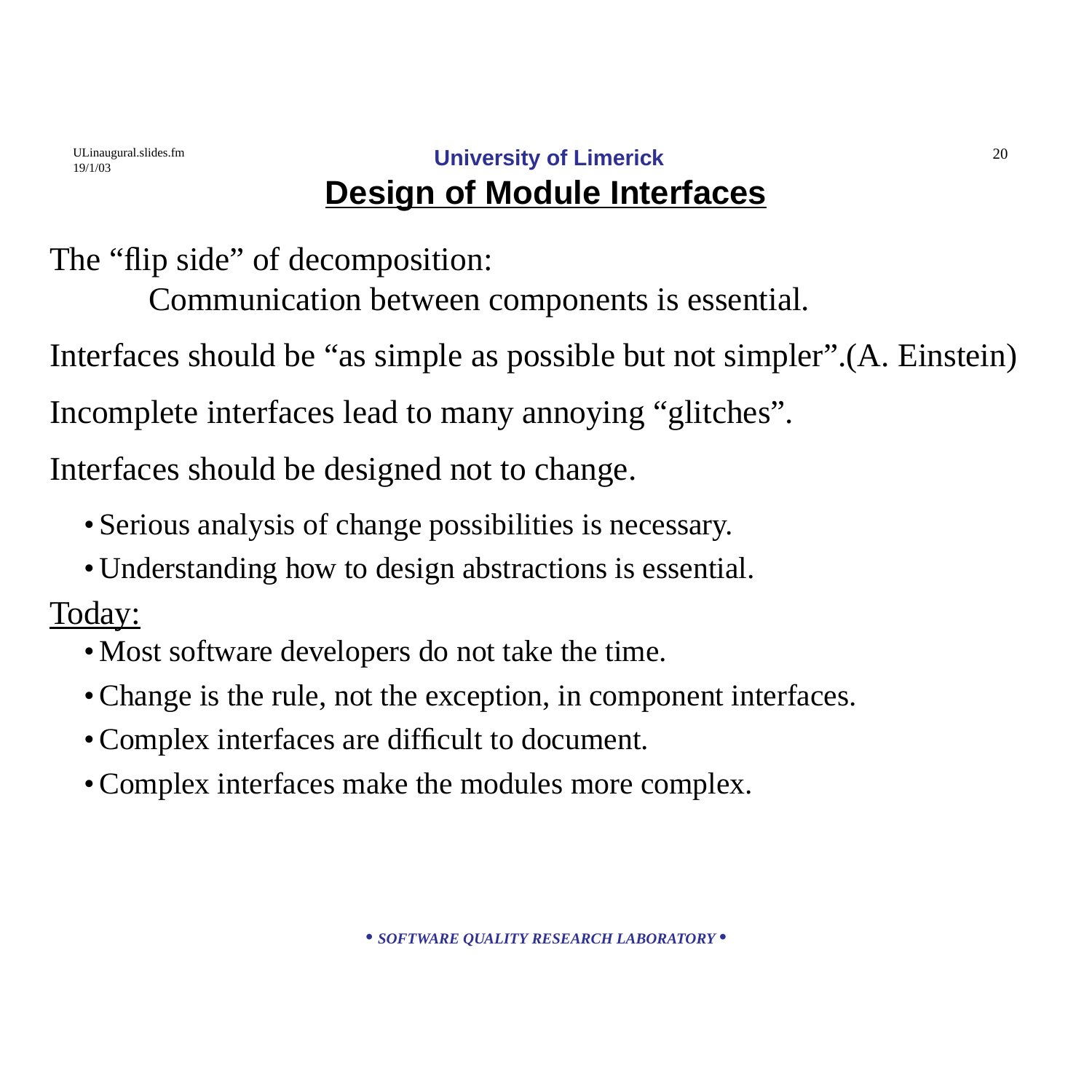# Design of Module Interfaces

The "flip side" of decomposition:

Communication between components is essential.

Interfaces should be "as simple as possible but not simpler".(A. Einstein)

Incomplete interfaces lead to many annoying "glitches".

Interfaces should be designed not to change.

- Serious analysis of change possibilities is necessary.
- Understanding how to design abstractions is essential.

Today:

- Most software developers do not take the time.
- Change is the rule, not the exception, in component interfaces.
- Complex interfaces are difficult to document.
- Complex interfaces make the modules more complex.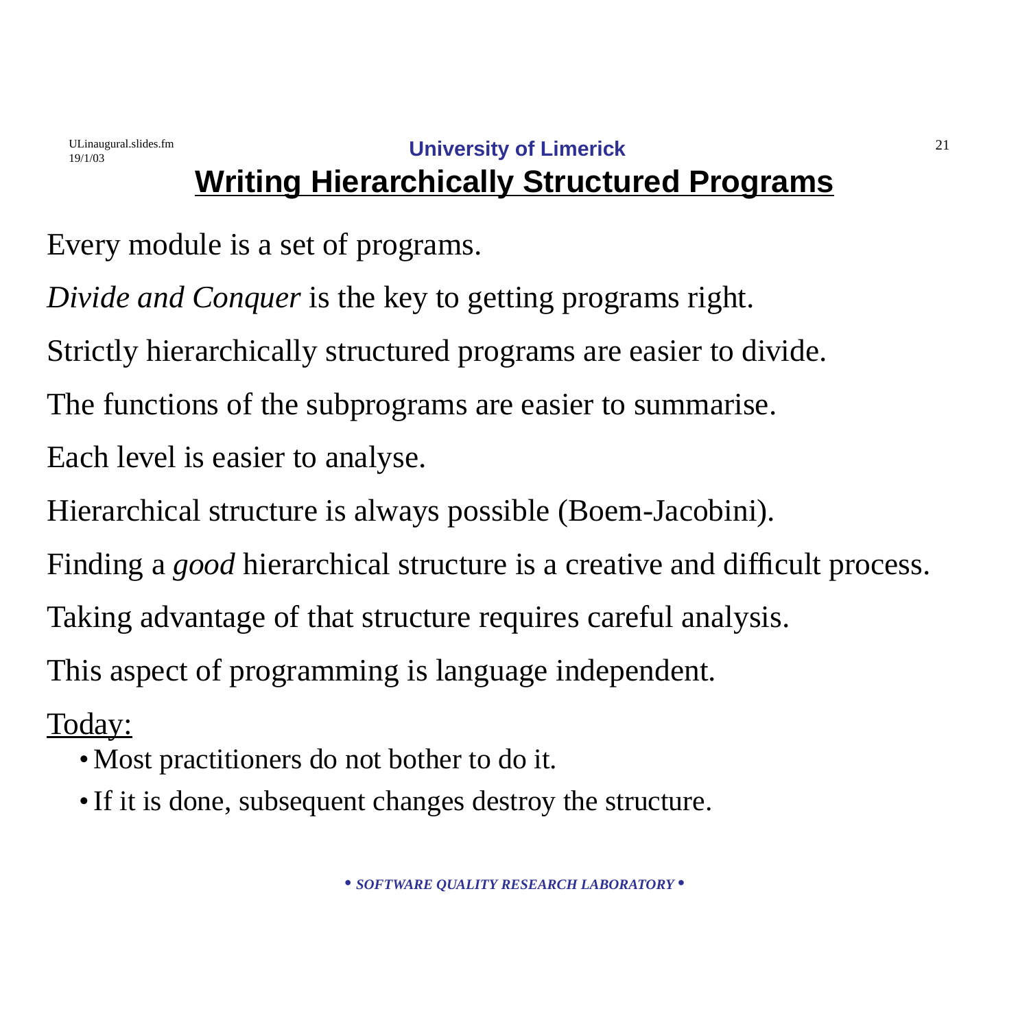# Writing Hierarchically Structured Programs

Every module is a set of programs.

*Divide and Conquer* is the key to getting programs right.

Strictly hierarchically structured programs are easier to divide.

The functions of the subprograms are easier to summarise.

Each level is easier to analyse.

Hierarchical structure is always possible (Boem-Jacobini).

Finding a *good* hierarchical structure is a creative and difficult process.

Taking advantage of that structure requires careful analysis.

This aspect of programming is language independent.

<u>Today:</u>

- Most practitioners do not bother to do it.
- If it is done, subsequent changes destroy the structure.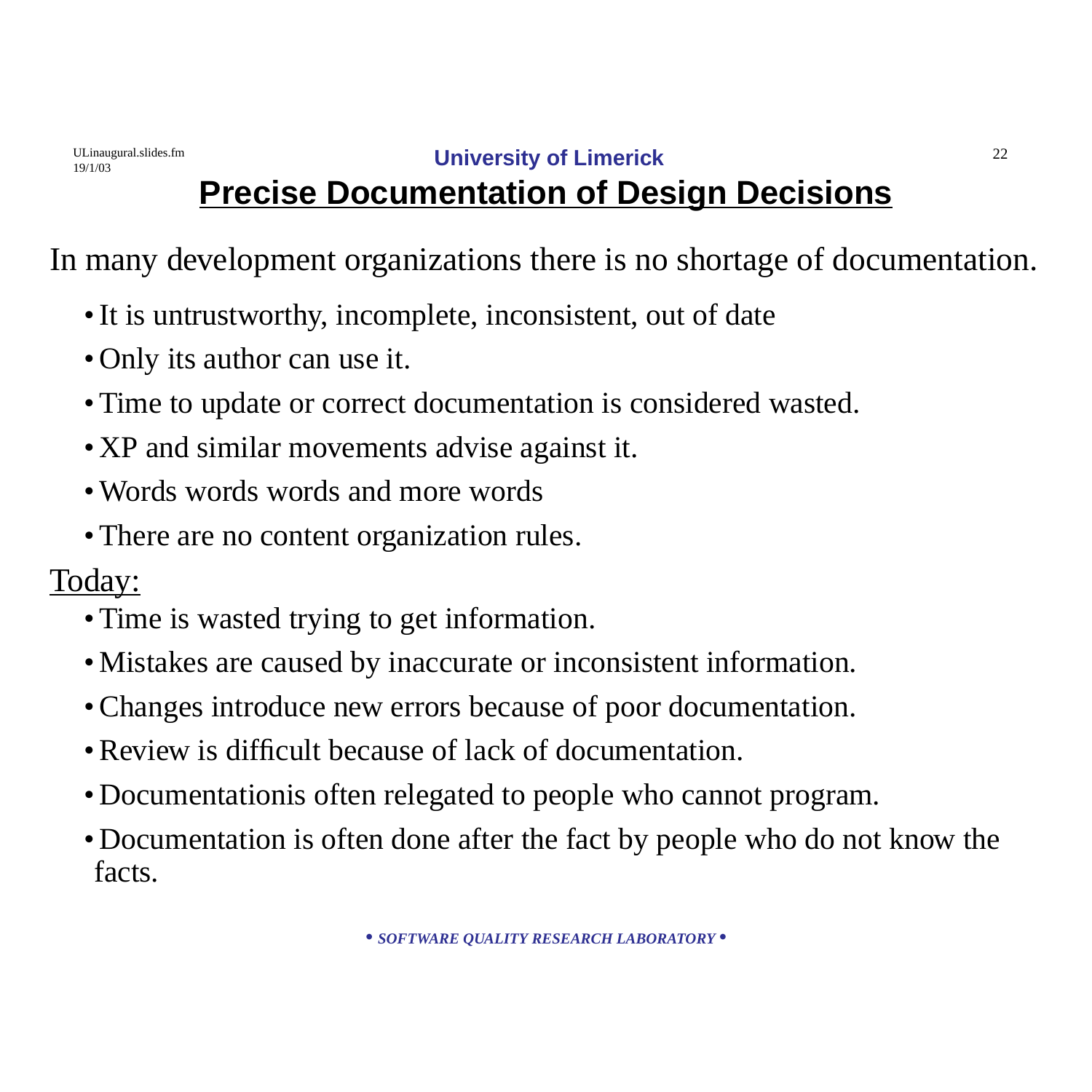# Precise Documentation of Design Decisions

In many development organizations there is no shortage of documentation.

- It is untrustworthy, incomplete, inconsistent, out of date
- Only its author can use it.
- Time to update or correct documentation is considered wasted.
- XP and similar movements advise against it.
- Words words words and more words
- There are no content organization rules.

<u>Today:</u>

- Time is wasted trying to get information.
- Mistakes are caused by inaccurate or inconsistent information.
- Changes introduce new errors because of poor documentation.
- Review is difficult because of lack of documentation.
- Documentationis often relegated to people who cannot program.
- Documentation is often done after the fact by people who do not know the facts.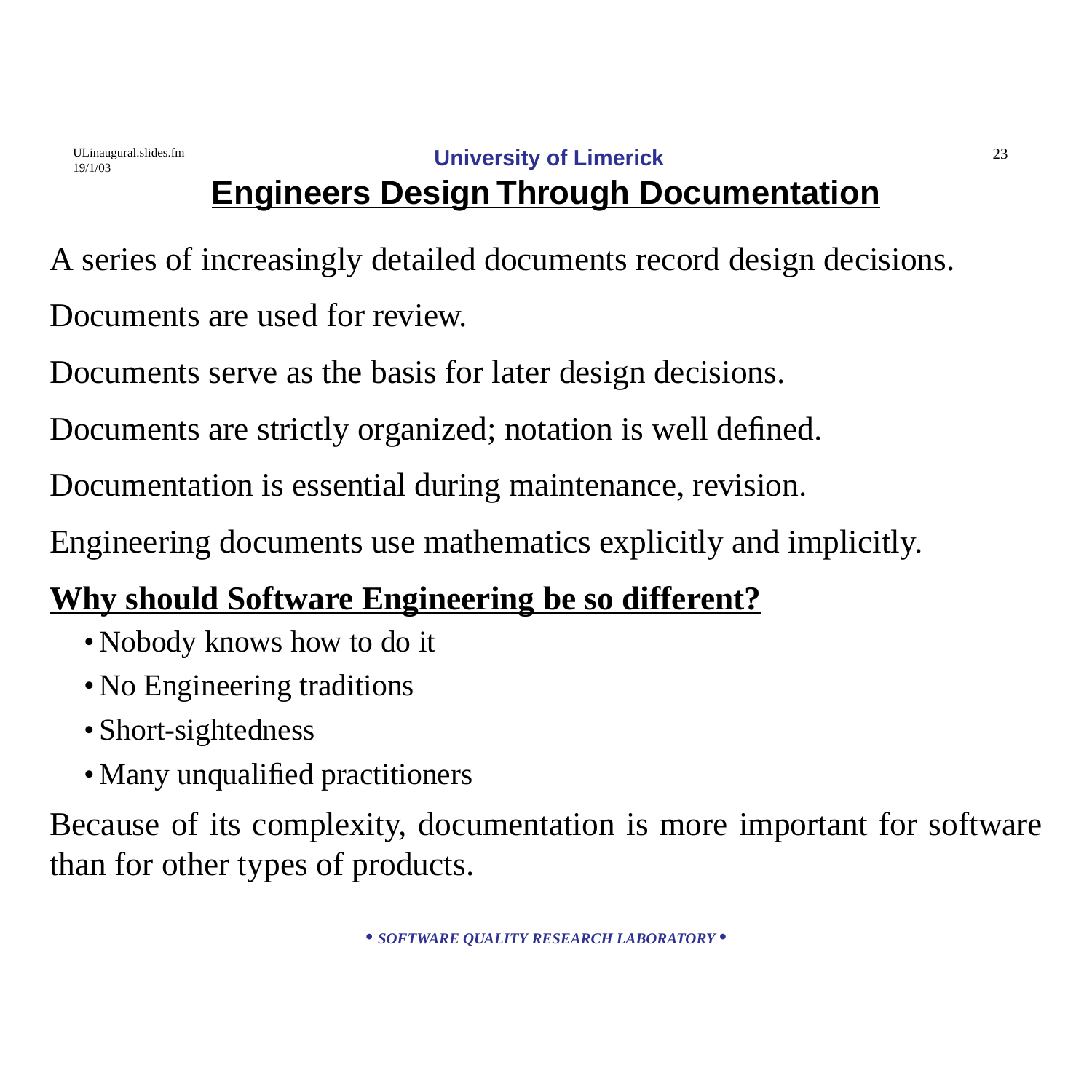## Engineers Design Through Documentation

A series of increasingly detailed documents record design decisions.

Documents are used for review.

Documents serve as the basis for later design decisions.

Documents are strictly organized; notation is well defined.

Documentation is essential during maintenance, revision.

Engineering documents use mathematics explicitly and implicitly.

**Why should Software Engineering be so different?**

- Nobody knows how to do it
- No Engineering traditions
- Short-sightedness
- Many unqualified practitioners

Because of its complexity, documentation is more important for software than for other types of products.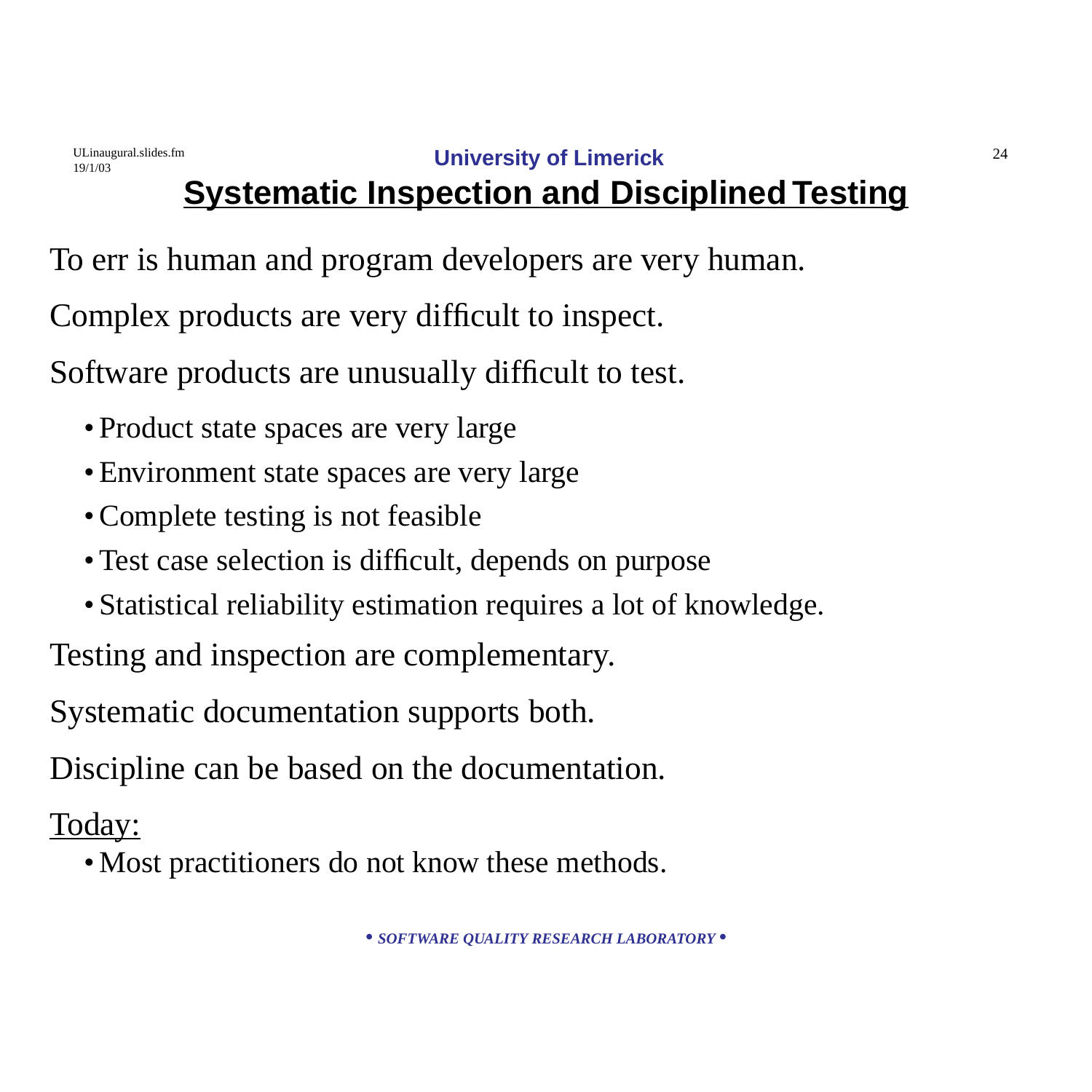## Systematic Inspection and Disciplined Testing

To err is human and program developers are very human.

Complex products are very difficult to inspect.

Software products are unusually difficult to test.

- Product state spaces are very large
- Environment state spaces are very large
- Complete testing is not feasible
- Test case selection is difficult, depends on purpose
- Statistical reliability estimation requires a lot of knowledge.

Testing and inspection are complementary.

Systematic documentation supports both.

Discipline can be based on the documentation.

<u>Today:</u>

- Most practitioners do not know these methods.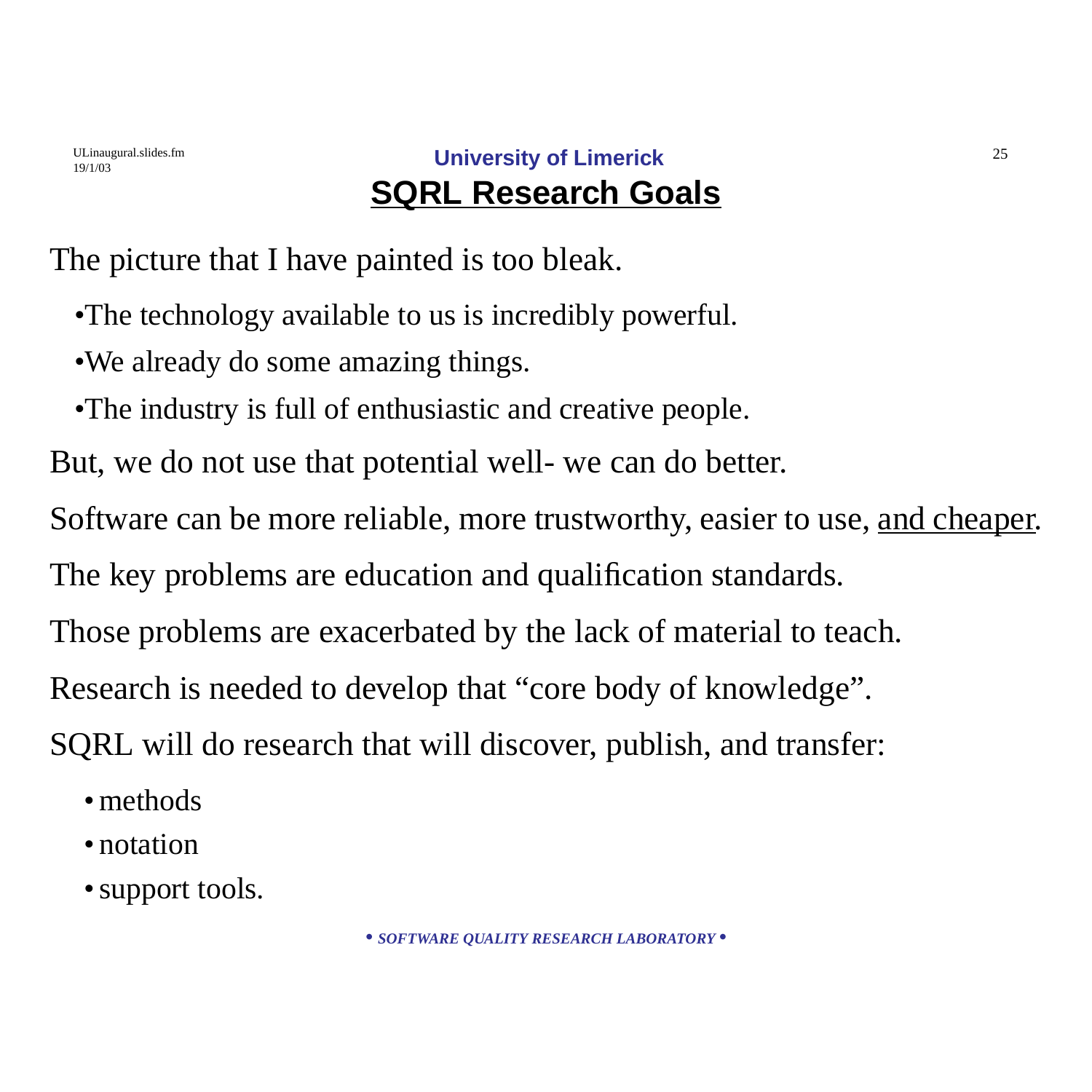## University of Limerick

# SQRL Research Goals

The picture that I have painted is too bleak.

- The technology available to us is incredibly powerful.
- We already do some amazing things.
- The industry is full of enthusiastic and creative people.

But, we do not use that potential well- we can do better.

Software can be more reliable, more trustworthy, easier to use, <u>and cheaper</u>.

The key problems are education and qualification standards.

Those problems are exacerbated by the lack of material to teach.

Research is needed to develop that “core body of knowledge”.

SQRL will do research that will discover, publish, and transfer:

- methods
- notation
- support tools.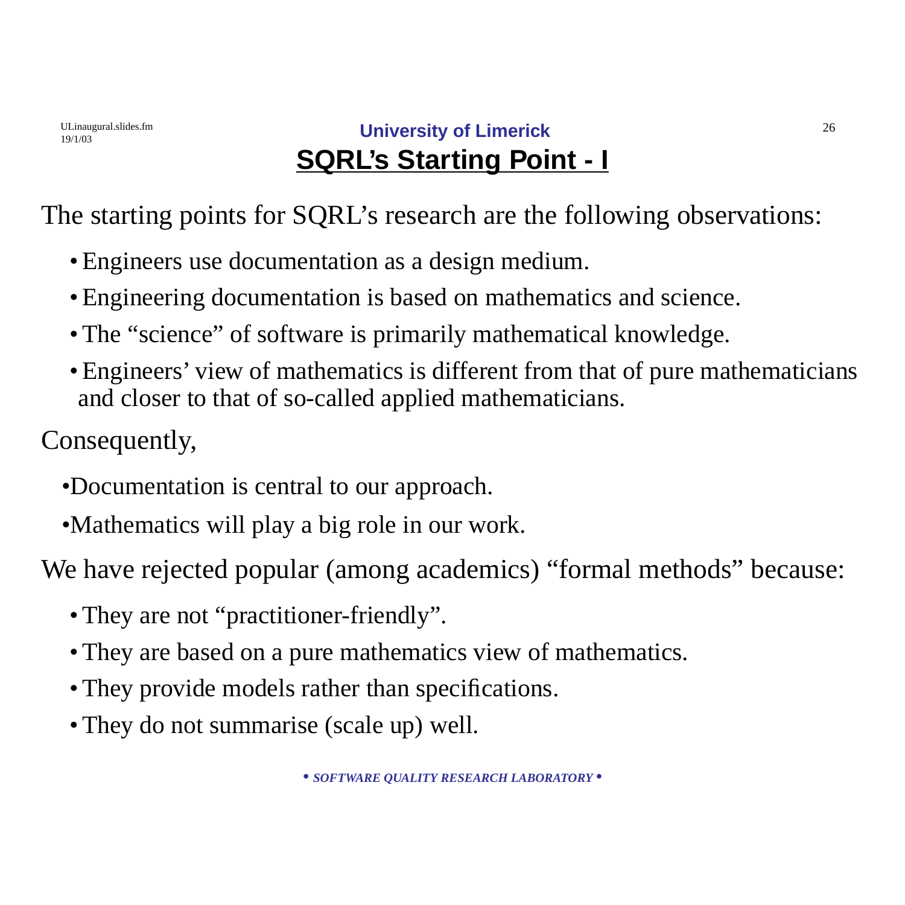## SQRL's Starting Point - I

The starting points for SQRL's research are the following observations:

- Engineers use documentation as a design medium.
- Engineering documentation is based on mathematics and science.
- The "science" of software is primarily mathematical knowledge.
- Engineers' view of mathematics is different from that of pure mathematicians and closer to that of so-called applied mathematicians.

Consequently,

- Documentation is central to our approach.
- Mathematics will play a big role in our work.

We have rejected popular (among academics) "formal methods" because:

- They are not "practitioner-friendly".
- They are based on a pure mathematics view of mathematics.
- They provide models rather than specifications.
- They do not summarise (scale up) well.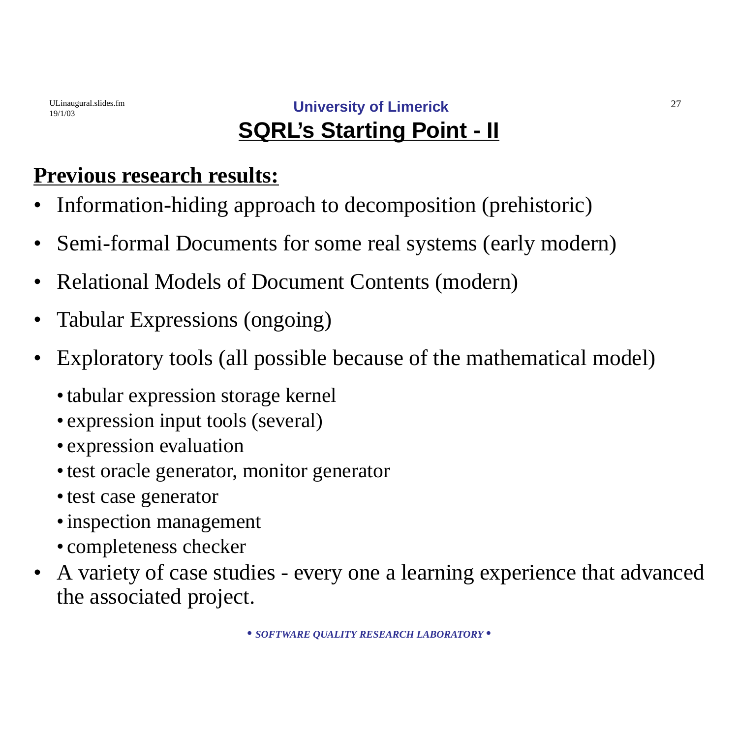# SQRL's Starting Point - II

## Previous research results:

- Information-hiding approach to decomposition (prehistoric)
- Semi-formal Documents for some real systems (early modern)
- Relational Models of Document Contents (modern)
- Tabular Expressions (ongoing)
- Exploratory tools (all possible because of the mathematical model)
    - tabular expression storage kernel
    - expression input tools (several)
    - expression evaluation
    - test oracle generator, monitor generator
    - test case generator
    - inspection management
    - completeness checker
- A variety of case studies - every one a learning experience that advanced the associated project.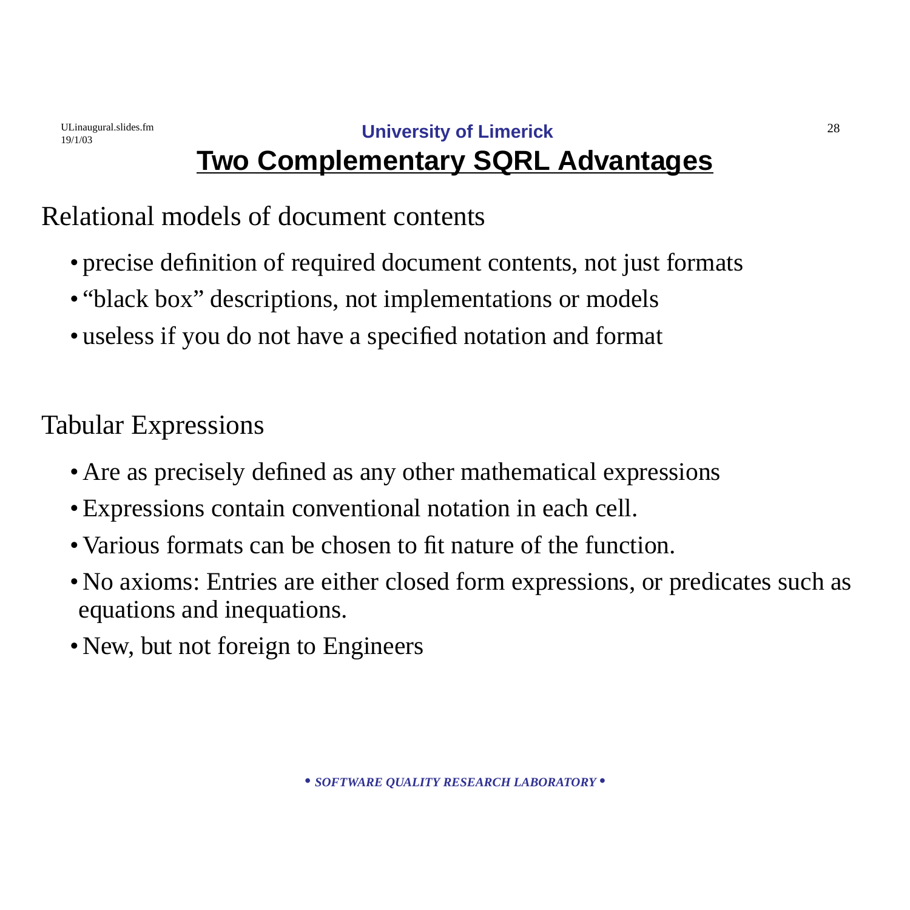# Two Complementary SQRL Advantages

Relational models of document contents

- precise definition of required document contents, not just formats
- “black box” descriptions, not implementations or models
- useless if you do not have a specified notation and format

Tabular Expressions

- Are as precisely defined as any other mathematical expressions
- Expressions contain conventional notation in each cell.
- Various formats can be chosen to fit nature of the function.
- No axioms: Entries are either closed form expressions, or predicates such as equations and inequations.
- New, but not foreign to Engineers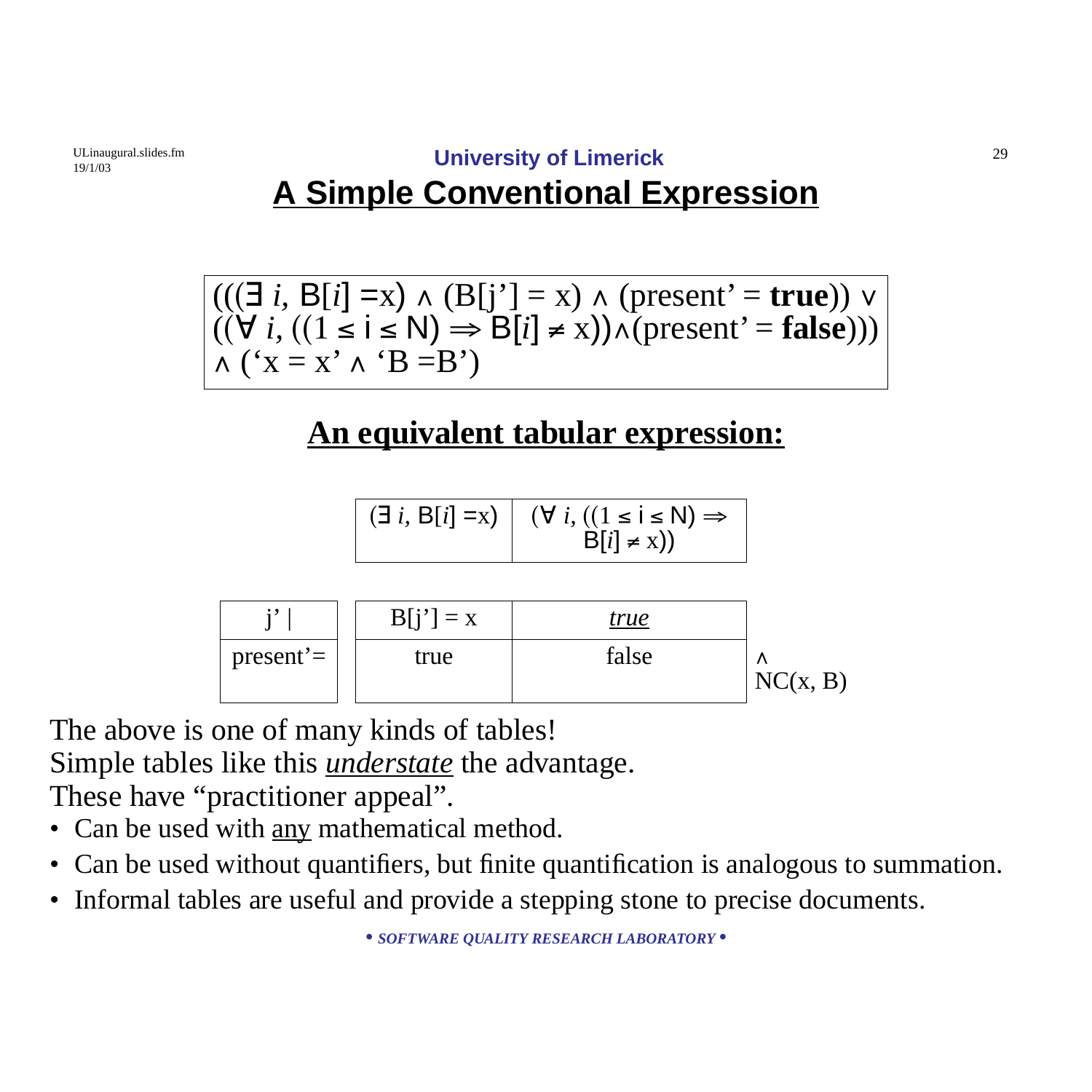## A Simple Conventional Expression

$$(((\exists\, i,\ B[i] = x) \wedge (B[j'] = x) \wedge (present' = \textbf{true})) \vee ((\forall\, i,\ ((1 \le i \le N) \Rightarrow B[i] \ne x)) \wedge (present' = \textbf{false}))) \wedge (`x = x' \wedge `B = B')$$

## An equivalent tabular expression:

| | $(\exists\, i,\ B[i] = x)$ | $(\forall\, i,\ ((1 \le i \le N) \Rightarrow B[i] \ne x))$ |
|---|---|---|
| j' \| | $B[j'] = x$ | *true* |
| present'= | true | false |

$\wedge$ NC(x, B)

The above is one of many kinds of tables!

Simple tables like this *understate* the advantage.

These have "practitioner appeal".

- Can be used with any mathematical method.
- Can be used without quantifiers, but finite quantification is analogous to summation.
- Informal tables are useful and provide a stepping stone to precise documents.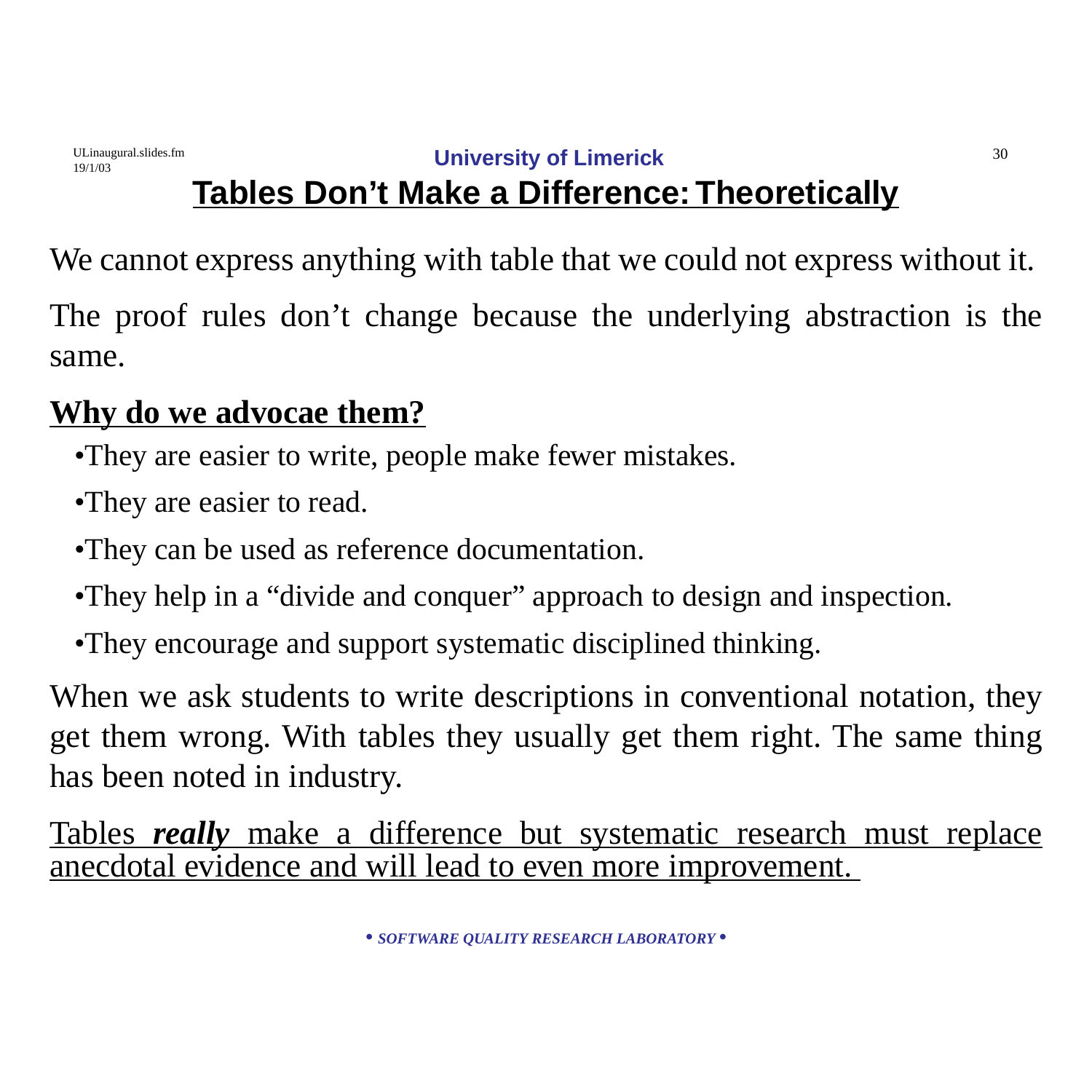# Tables Don’t Make a Difference: Theoretically

We cannot express anything with table that we could not express without it.

The proof rules don’t change because the underlying abstraction is the same.

## Why do we advocae them?

- They are easier to write, people make fewer mistakes.
- They are easier to read.
- They can be used as reference documentation.
- They help in a “divide and conquer” approach to design and inspection.
- They encourage and support systematic disciplined thinking.

When we ask students to write descriptions in conventional notation, they get them wrong. With tables they usually get them right. The same thing has been noted in industry.

Tables ***really*** make a difference but systematic research must replace anecdotal evidence and will lead to even more improvement.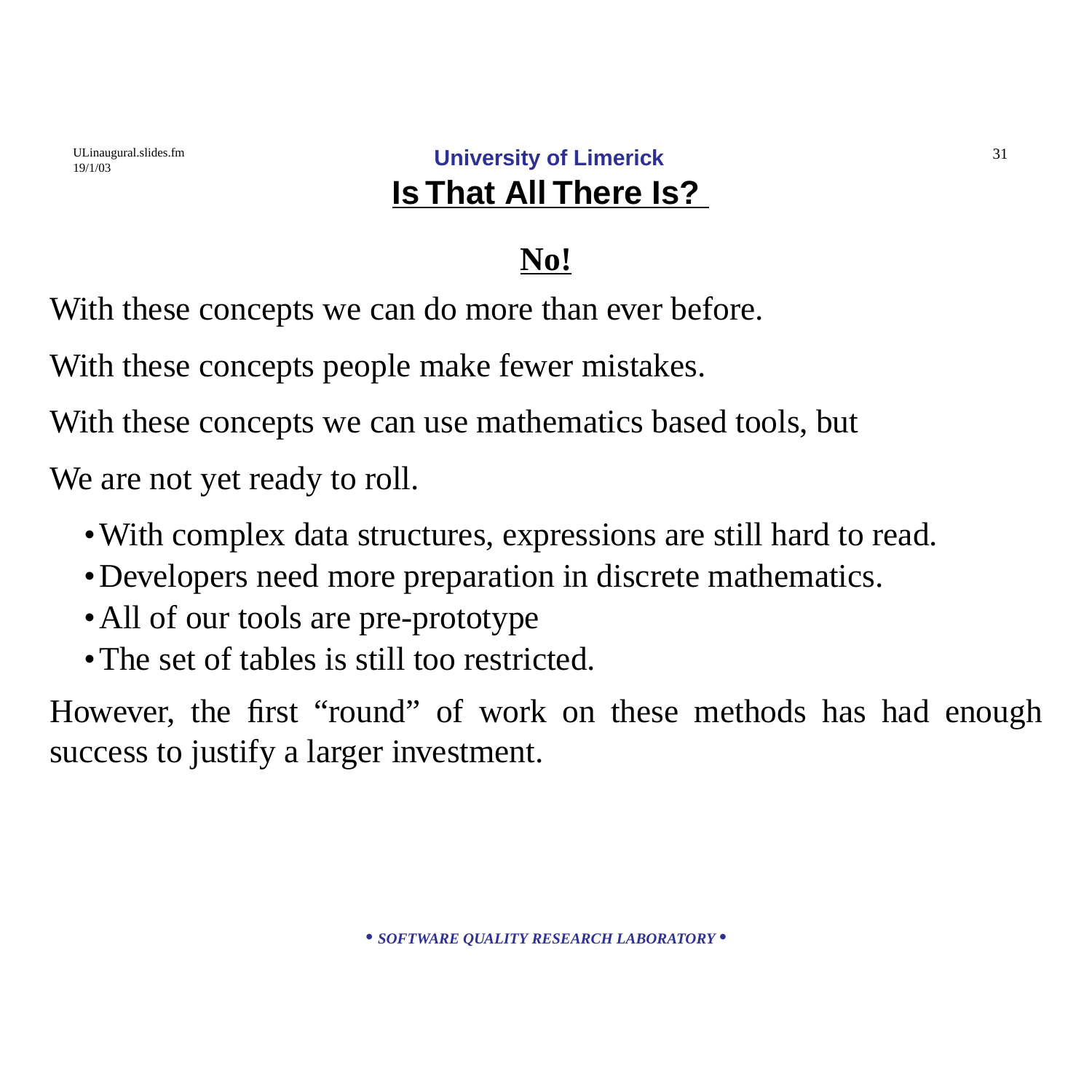# Is That All There Is?

## No!

With these concepts we can do more than ever before.

With these concepts people make fewer mistakes.

With these concepts we can use mathematics based tools, but

We are not yet ready to roll.

- With complex data structures, expressions are still hard to read.
- Developers need more preparation in discrete mathematics.
- All of our tools are pre-prototype
- The set of tables is still too restricted.

However, the first “round” of work on these methods has had enough success to justify a larger investment.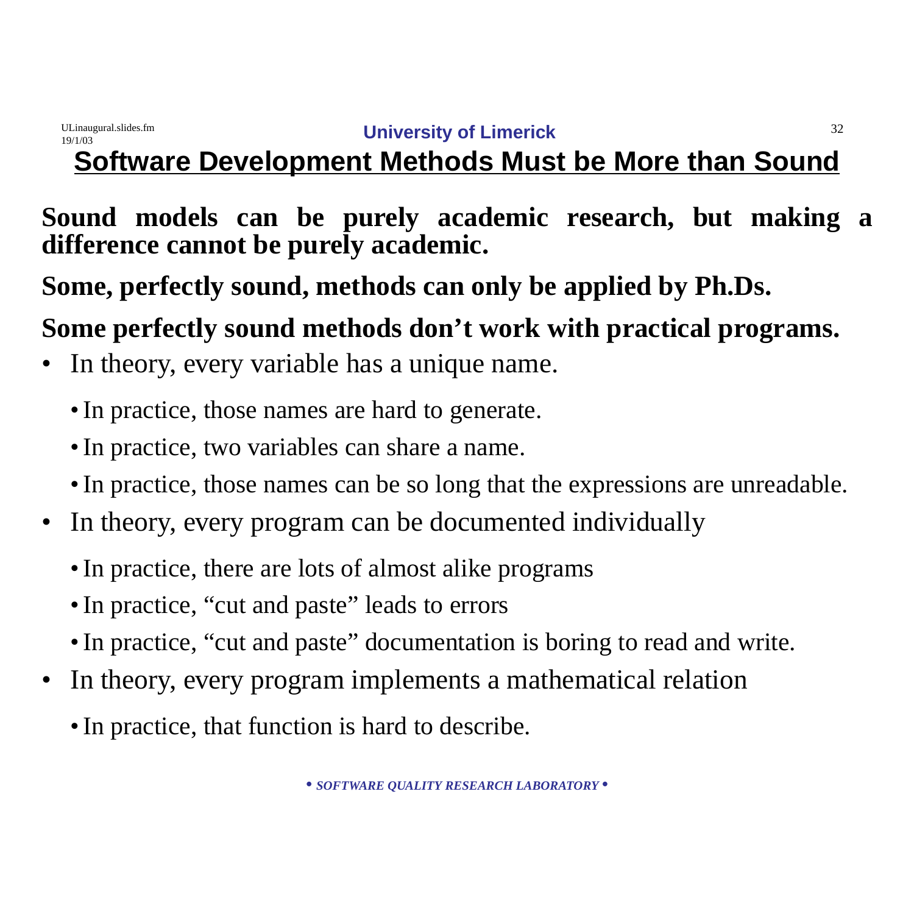## Software Development Methods Must be More than Sound

**Sound models can be purely academic research, but making a difference cannot be purely academic.**

**Some, perfectly sound, methods can only be applied by Ph.Ds.**

**Some perfectly sound methods don’t work with practical programs.**

- In theory, every variable has a unique name.
  - In practice, those names are hard to generate.
  - In practice, two variables can share a name.
  - In practice, those names can be so long that the expressions are unreadable.
- In theory, every program can be documented individually
  - In practice, there are lots of almost alike programs
  - In practice, “cut and paste” leads to errors
  - In practice, “cut and paste” documentation is boring to read and write.
- In theory, every program implements a mathematical relation
  - In practice, that function is hard to describe.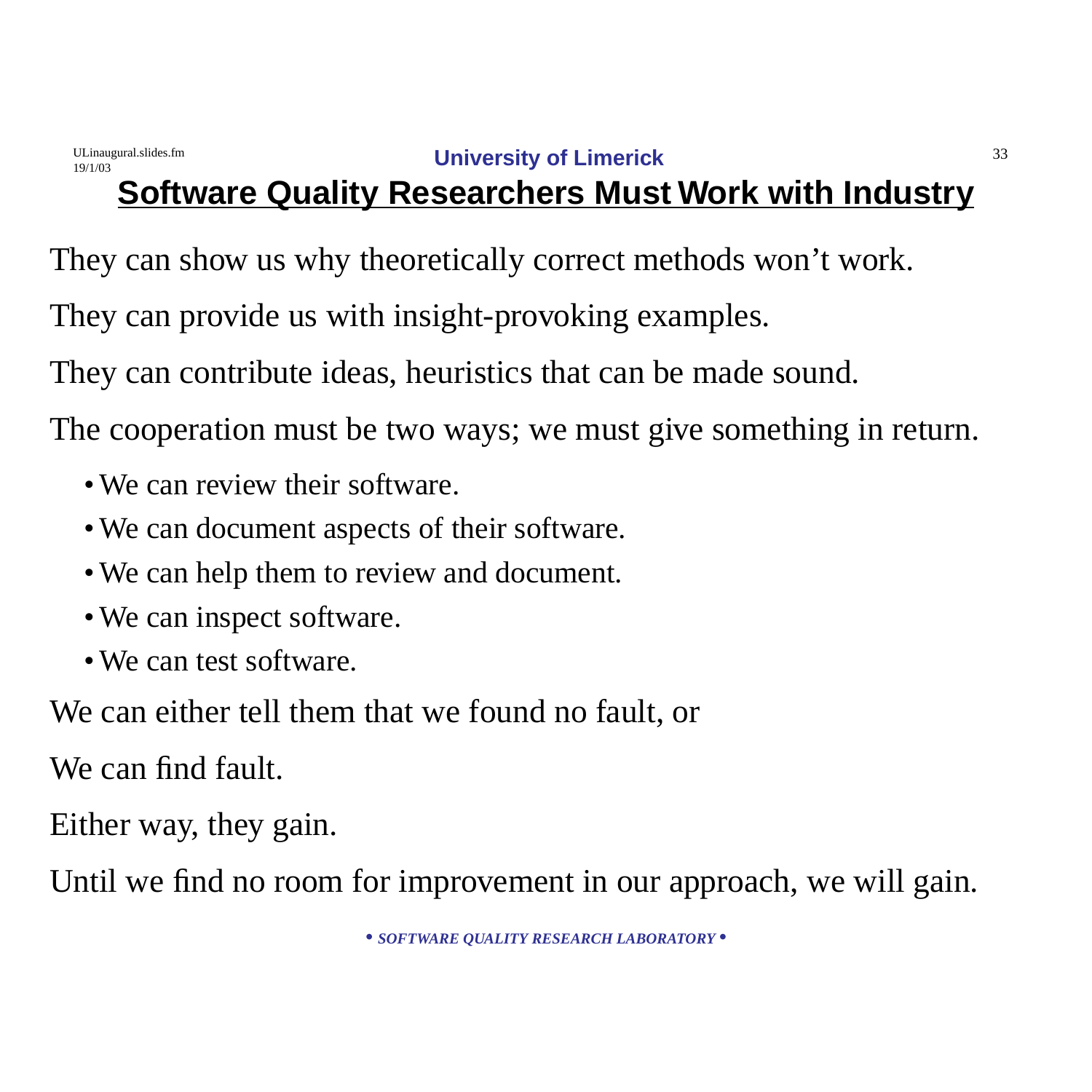## Software Quality Researchers Must Work with Industry

They can show us why theoretically correct methods won’t work.

They can provide us with insight-provoking examples.

They can contribute ideas, heuristics that can be made sound.

The cooperation must be two ways; we must give something in return.

- We can review their software.
- We can document aspects of their software.
- We can help them to review and document.
- We can inspect software.
- We can test software.

We can either tell them that we found no fault, or

We can find fault.

Either way, they gain.

Until we find no room for improvement in our approach, we will gain.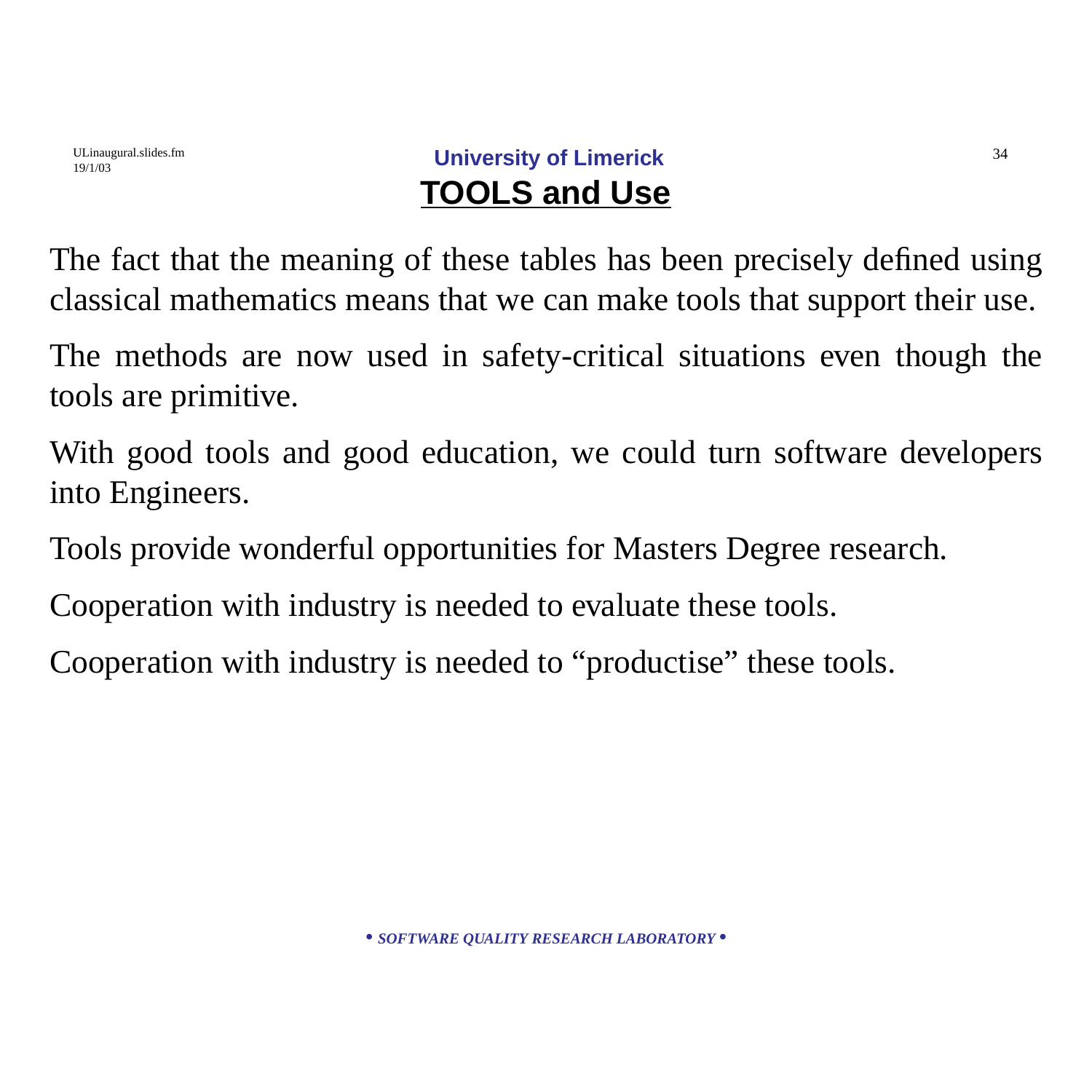## TOOLS and Use

The fact that the meaning of these tables has been precisely defined using classical mathematics means that we can make tools that support their use.

The methods are now used in safety-critical situations even though the tools are primitive.

With good tools and good education, we could turn software developers into Engineers.

Tools provide wonderful opportunities for Masters Degree research.

Cooperation with industry is needed to evaluate these tools.

Cooperation with industry is needed to “productise” these tools.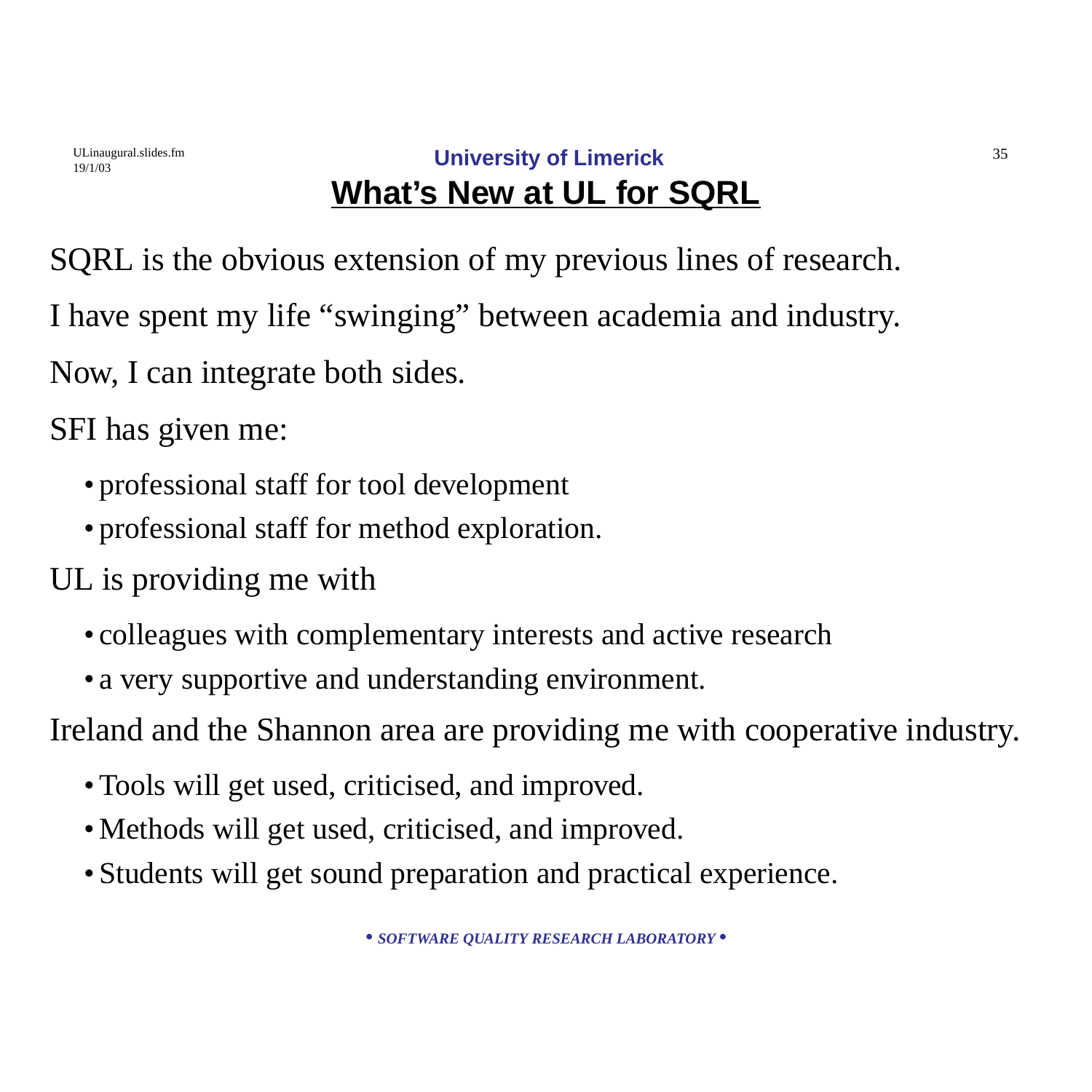## What’s New at UL for SQRL

SQRL is the obvious extension of my previous lines of research.

I have spent my life “swinging” between academia and industry.

Now, I can integrate both sides.

SFI has given me:

- professional staff for tool development
- professional staff for method exploration.

UL is providing me with

- colleagues with complementary interests and active research
- a very supportive and understanding environment.

Ireland and the Shannon area are providing me with cooperative industry.

- Tools will get used, criticised, and improved.
- Methods will get used, criticised, and improved.
- Students will get sound preparation and practical experience.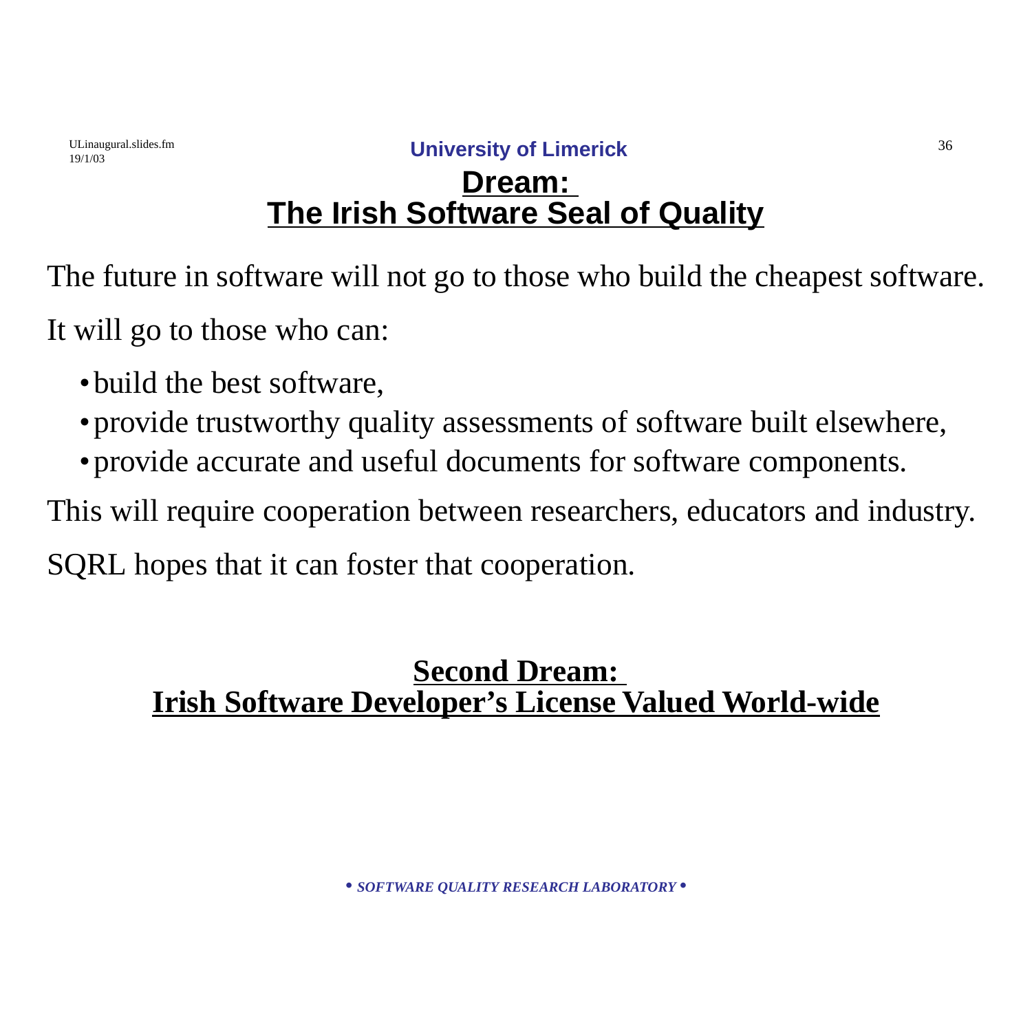# Dream: The Irish Software Seal of Quality

The future in software will not go to those who build the cheapest software.

It will go to those who can:

- build the best software,
- provide trustworthy quality assessments of software built elsewhere,
- provide accurate and useful documents for software components.

This will require cooperation between researchers, educators and industry.

SQRL hopes that it can foster that cooperation.

# Second Dream: Irish Software Developer's License Valued World-wide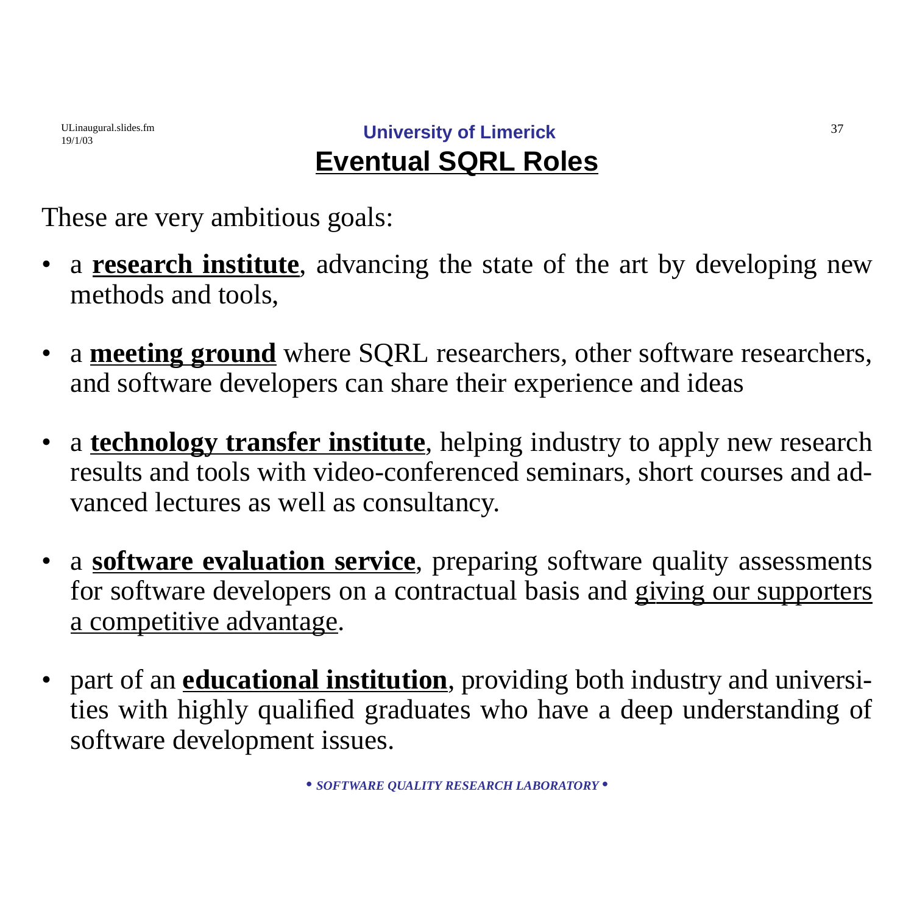## Eventual SQRL Roles

These are very ambitious goals:

- a **research institute**, advancing the state of the art by developing new methods and tools,
- a **meeting ground** where SQRL researchers, other software researchers, and software developers can share their experience and ideas
- a **technology transfer institute**, helping industry to apply new research results and tools with video-conferenced seminars, short courses and advanced lectures as well as consultancy.
- a **software evaluation service**, preparing software quality assessments for software developers on a contractual basis and giving our supporters a competitive advantage.
- part of an **educational institution**, providing both industry and universities with highly qualified graduates who have a deep understanding of software development issues.